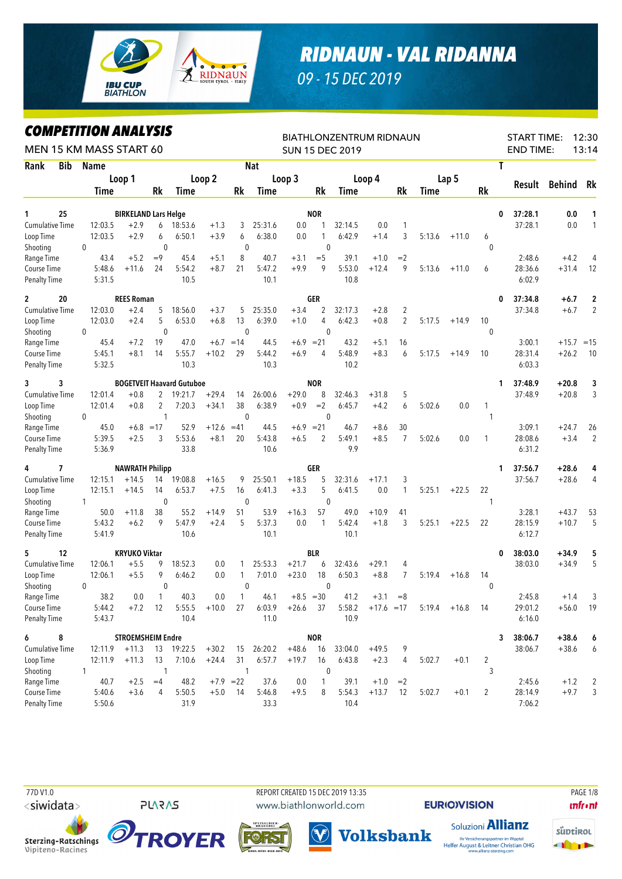# RIDNAUN - VAL RIDANNA

09 - 15 DEC 2019

## COMPETITION ANALYSIS

MEN 15 KM MASS START 60

BIATHLONZENTRUM RIDNAUN

SUN 15 DEC 2019

START TIME: 12:30

END TIME: 13:14

| Rank | Bib | Name | | | Nat | | | | | | | | | T | Result | Behind | Rk |
|---|---|---|---|---|---|---|---|---|---|---|---|---|---|---|---|---|---|
| | | Loop 1 | | | Loop 2 | | | Loop 3 | | | Loop 4 | | | Lap 5 | | | |
| | | Time | | Rk | Time | | Rk | Time | | Rk | Time | | Rk | Time | | Rk | |
| **1** | **25** | **BIRKELAND Lars Helge** | | | | | | **NOR** | | | | | | | **0** | **37:28.1** | **0.0** | **1** |
| Cumulative Time | | 12:03.5 | +2.9 | 6 | 18:53.6 | +1.3 | 3 | 25:31.6 | 0.0 | 1 | 32:14.5 | 0.0 | 1 | | | | 37:28.1 | 0.0 | 1 |
| Loop Time | | 12:03.5 | +2.9 | 6 | 6:50.1 | +3.9 | 6 | 6:38.0 | 0.0 | 1 | 6:42.9 | +1.4 | 3 | 5:13.6 | +11.0 | 6 | | | |
| Shooting | | 0 | | | 0 | | | 0 | | | 0 | | | | | 0 | | | |
| Range Time | | 43.4 | +5.2 | =9 | 45.4 | +5.1 | 8 | 40.7 | +3.1 | =5 | 39.1 | +1.0 | =2 | | | | 2:48.6 | +4.2 | 4 |
| Course Time | | 5:48.6 | +11.6 | 24 | 5:54.2 | +8.7 | 21 | 5:47.2 | +9.9 | 9 | 5:53.0 | +12.4 | 9 | 5:13.6 | +11.0 | 6 | 28:36.6 | +31.4 | 12 |
| Penalty Time | | 5:31.5 | | | 10.5 | | | 10.1 | | | 10.8 | | | | | | 6:02.9 | | |
| **2** | **20** | **REES Roman** | | | | | | **GER** | | | | | | | **0** | **37:34.8** | **+6.7** | **2** |
| Cumulative Time | | 12:03.0 | +2.4 | 5 | 18:56.0 | +3.7 | 5 | 25:35.0 | +3.4 | 2 | 32:17.3 | +2.8 | 2 | | | | 37:34.8 | +6.7 | 2 |
| Loop Time | | 12:03.0 | +2.4 | 5 | 6:53.0 | +6.8 | 13 | 6:39.0 | +1.0 | 4 | 6:42.3 | +0.8 | 2 | 5:17.5 | +14.9 | 10 | | | |
| Shooting | | 0 | | | 0 | | | 0 | | | 0 | | | | | 0 | | | |
| Range Time | | 45.4 | +7.2 | 19 | 47.0 | +6.7 | =14 | 44.5 | +6.9 | =21 | 43.2 | +5.1 | 16 | | | | 3:00.1 | +15.7 | =15 |
| Course Time | | 5:45.1 | +8.1 | 14 | 5:55.7 | +10.2 | 29 | 5:44.2 | +6.9 | 4 | 5:48.9 | +8.3 | 6 | 5:17.5 | +14.9 | 10 | 28:31.4 | +26.2 | 10 |
| Penalty Time | | 5:32.5 | | | 10.3 | | | 10.3 | | | 10.2 | | | | | | 6:03.3 | | |
| **3** | **3** | **BOGETVEIT Haavard Gutuboe** | | | | | | **NOR** | | | | | | | **1** | **37:48.9** | **+20.8** | **3** |
| Cumulative Time | | 12:01.4 | +0.8 | 2 | 19:21.7 | +29.4 | 14 | 26:00.6 | +29.0 | 8 | 32:46.3 | +31.8 | 5 | | | | 37:48.9 | +20.8 | 3 |
| Loop Time | | 12:01.4 | +0.8 | 2 | 7:20.3 | +34.1 | 38 | 6:38.9 | +0.9 | =2 | 6:45.7 | +4.2 | 6 | 5:02.6 | 0.0 | 1 | | | |
| Shooting | | 0 | | | 1 | | | 0 | | | 0 | | | | | 1 | | | |
| Range Time | | 45.0 | +6.8 | =17 | 52.9 | +12.6 | =41 | 44.5 | +6.9 | =21 | 46.7 | +8.6 | 30 | | | | 3:09.1 | +24.7 | 26 |
| Course Time | | 5:39.5 | +2.5 | 3 | 5:53.6 | +8.1 | 20 | 5:43.8 | +6.5 | 2 | 5:49.1 | +8.5 | 7 | 5:02.6 | 0.0 | 1 | 28:08.6 | +3.4 | 2 |
| Penalty Time | | 5:36.9 | | | 33.8 | | | 10.6 | | | 9.9 | | | | | | 6:31.2 | | |
| **4** | **7** | **NAWRATH Philipp** | | | | | | **GER** | | | | | | | **1** | **37:56.7** | **+28.6** | **4** |
| Cumulative Time | | 12:15.1 | +14.5 | 14 | 19:08.8 | +16.5 | 9 | 25:50.1 | +18.5 | 5 | 32:31.6 | +17.1 | 3 | | | | 37:56.7 | +28.6 | 4 |
| Loop Time | | 12:15.1 | +14.5 | 14 | 6:53.7 | +7.5 | 16 | 6:41.3 | +3.3 | 5 | 6:41.5 | 0.0 | 1 | 5:25.1 | +22.5 | 22 | | | |
| Shooting | | 1 | | | 0 | | | 0 | | | 0 | | | | | 1 | | | |
| Range Time | | 50.0 | +11.8 | 38 | 55.2 | +14.9 | 51 | 53.9 | +16.3 | 57 | 49.0 | +10.9 | 41 | | | | 3:28.1 | +43.7 | 53 |
| Course Time | | 5:43.2 | +6.2 | 9 | 5:47.9 | +2.4 | 5 | 5:37.3 | 0.0 | 1 | 5:42.4 | +1.8 | 3 | 5:25.1 | +22.5 | 22 | 28:15.9 | +10.7 | 5 |
| Penalty Time | | 5:41.9 | | | 10.6 | | | 10.1 | | | 10.1 | | | | | | 6:12.7 | | |
| **5** | **12** | **KRYUKO Viktar** | | | | | | **BLR** | | | | | | | **0** | **38:03.0** | **+34.9** | **5** |
| Cumulative Time | | 12:06.1 | +5.5 | 9 | 18:52.3 | 0.0 | 1 | 25:53.3 | +21.7 | 6 | 32:43.6 | +29.1 | 4 | | | | 38:03.0 | +34.9 | 5 |
| Loop Time | | 12:06.1 | +5.5 | 9 | 6:46.2 | 0.0 | 1 | 7:01.0 | +23.0 | 18 | 6:50.3 | +8.8 | 7 | 5:19.4 | +16.8 | 14 | | | |
| Shooting | | 0 | | | 0 | | | 0 | | | 0 | | | | | 0 | | | |
| Range Time | | 38.2 | 0.0 | 1 | 40.3 | 0.0 | 1 | 46.1 | +8.5 | =30 | 41.2 | +3.1 | =8 | | | | 2:45.8 | +1.4 | 3 |
| Course Time | | 5:44.2 | +7.2 | 12 | 5:55.5 | +10.0 | 27 | 6:03.9 | +26.6 | 37 | 5:58.2 | +17.6 | =17 | 5:19.4 | +16.8 | 14 | 29:01.2 | +56.0 | 19 |
| Penalty Time | | 5:43.7 | | | 10.4 | | | 11.0 | | | 10.9 | | | | | | 6:16.0 | | |
| **6** | **8** | **STROEMSHEIM Endre** | | | | | | **NOR** | | | | | | | **3** | **38:06.7** | **+38.6** | **6** |
| Cumulative Time | | 12:11.9 | +11.3 | 13 | 19:22.5 | +30.2 | 15 | 26:20.2 | +48.6 | 16 | 33:04.0 | +49.5 | 9 | | | | 38:06.7 | +38.6 | 6 |
| Loop Time | | 12:11.9 | +11.3 | 13 | 7:10.6 | +24.4 | 31 | 6:57.7 | +19.7 | 16 | 6:43.8 | +2.3 | 4 | 5:02.7 | +0.1 | 2 | | | |
| Shooting | | 1 | | | 1 | | | 1 | | | 0 | | | | | 3 | | | |
| Range Time | | 40.7 | +2.5 | =4 | 48.2 | +7.9 | =22 | 37.6 | 0.0 | 1 | 39.1 | +1.0 | =2 | | | | 2:45.6 | +1.2 | 2 |
| Course Time | | 5:40.6 | +3.6 | 4 | 5:50.5 | +5.0 | 14 | 5:46.8 | +9.5 | 8 | 5:54.3 | +13.7 | 12 | 5:02.7 | +0.1 | 2 | 28:14.9 | +9.7 | 3 |
| Penalty Time | | 5:50.6 | | | 31.9 | | | 33.3 | | | 10.4 | | | | | | 7:06.2 | | |

77D V1.0

REPORT CREATED 15 DEC 2019 13:35

www.biathlonworld.com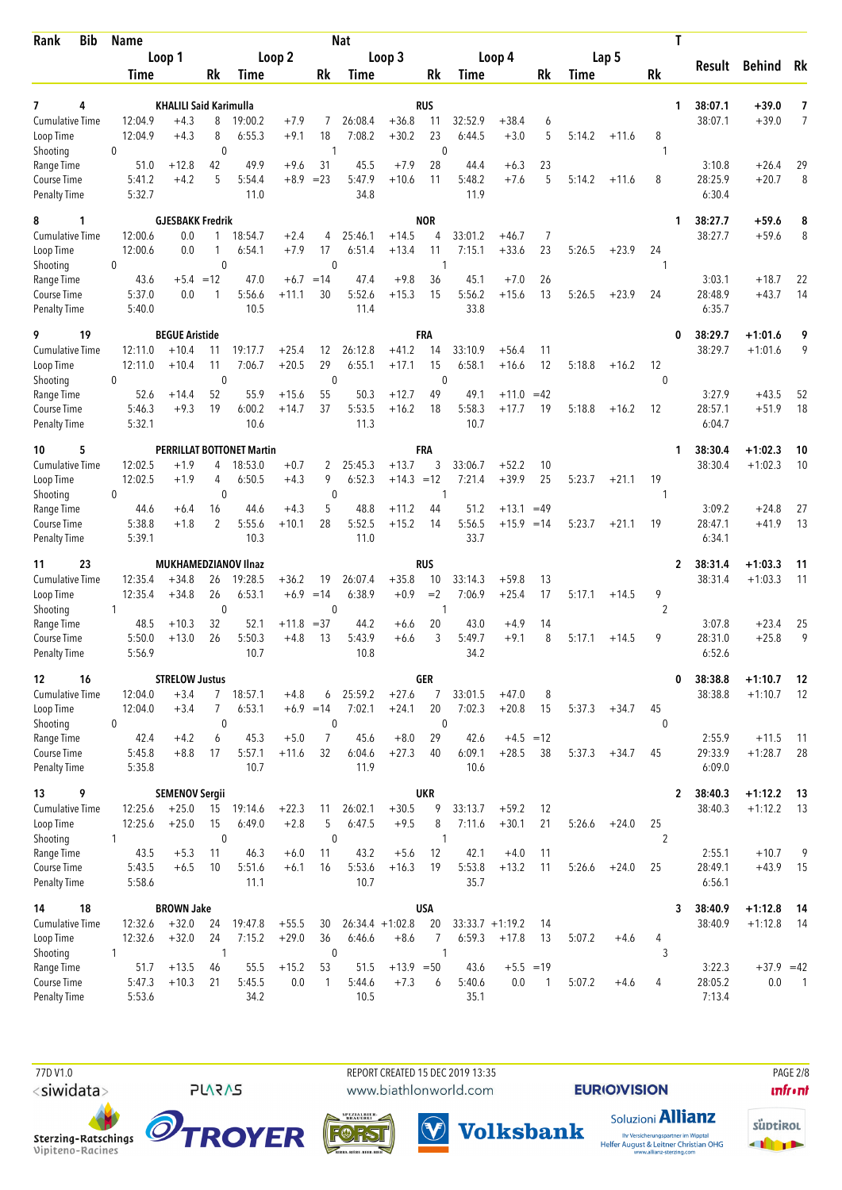| Rank | Bib | Name | | | Nat | | | | | | | | | | | | T | Result | Behind | Rk |
|---|---|---|---|---|---|---|---|---|---|---|---|---|---|---|---|---|---|---|---|---|
| | | Loop 1 | | | Loop 2 | | | Loop 3 | | | Loop 4 | | | Lap 5 | | | | | | |
| | | Time | | Rk | Time | | Rk | Time | | Rk | Time | | Rk | Time | | Rk | | | | |
| 7 | 4 | KHALILI Said Karimulla | | | | | | RUS | | | | | | | | | 1 | 38:07.1 | +39.0 | 7 |
| Cumulative Time | | 12:04.9 | +4.3 | 8 | 19:00.2 | +7.9 | 7 | 26:08.4 | +36.8 | 11 | 32:52.9 | +38.4 | 6 | | | | | 38:07.1 | +39.0 | 7 |
| Loop Time | | 12:04.9 | +4.3 | 8 | 6:55.3 | +9.1 | 18 | 7:08.2 | +30.2 | 23 | 6:44.5 | +3.0 | 5 | 5:14.2 | +11.6 | 8 | | | | |
| Shooting | | 0 | | | 0 | | | 1 | | | 0 | | | | | | 1 | | | |
| Range Time | | 51.0 | +12.8 | 42 | 49.9 | +9.6 | 31 | 45.5 | +7.9 | 28 | 44.4 | +6.3 | 23 | | | | | 3:10.8 | +26.4 | 29 |
| Course Time | | 5:41.2 | +4.2 | 5 | 5:54.4 | +8.9 | =23 | 5:47.9 | +10.6 | 11 | 5:48.2 | +7.6 | 5 | 5:14.2 | +11.6 | 8 | | 28:25.9 | +20.7 | 8 |
| Penalty Time | | 5:32.7 | | | 11.0 | | | 34.8 | | | 11.9 | | | | | | | 6:30.4 | | |
| 8 | 1 | GJESBAKK Fredrik | | | | | | NOR | | | | | | | | | 1 | 38:27.7 | +59.6 | 8 |
| Cumulative Time | | 12:00.6 | 0.0 | 1 | 18:54.7 | +2.4 | 4 | 25:46.1 | +14.5 | 4 | 33:01.2 | +46.7 | 7 | | | | | 38:27.7 | +59.6 | 8 |
| Loop Time | | 12:00.6 | 0.0 | 1 | 6:54.1 | +7.9 | 17 | 6:51.4 | +13.4 | 11 | 7:15.1 | +33.6 | 23 | 5:26.5 | +23.9 | 24 | | | | |
| Shooting | | 0 | | | 0 | | | 0 | | | 1 | | | | | | 1 | | | |
| Range Time | | 43.6 | +5.4 | =12 | 47.0 | +6.7 | =14 | 47.4 | +9.8 | 36 | 45.1 | +7.0 | 26 | | | | | 3:03.1 | +18.7 | 22 |
| Course Time | | 5:37.0 | 0.0 | 1 | 5:56.6 | +11.1 | 30 | 5:52.6 | +15.3 | 15 | 5:56.2 | +15.6 | 13 | 5:26.5 | +23.9 | 24 | | 28:48.9 | +43.7 | 14 |
| Penalty Time | | 5:40.0 | | | 10.5 | | | 11.4 | | | 33.8 | | | | | | | 6:35.7 | | |
| 9 | 19 | BEGUE Aristide | | | | | | FRA | | | | | | | | | 0 | 38:29.7 | +1:01.6 | 9 |
| Cumulative Time | | 12:11.0 | +10.4 | 11 | 19:17.7 | +25.4 | 12 | 26:12.8 | +41.2 | 14 | 33:10.9 | +56.4 | 11 | | | | | 38:29.7 | +1:01.6 | 9 |
| Loop Time | | 12:11.0 | +10.4 | 11 | 7:06.7 | +20.5 | 29 | 6:55.1 | +17.1 | 15 | 6:58.1 | +16.6 | 12 | 5:18.8 | +16.2 | 12 | | | | |
| Shooting | | 0 | | | 0 | | | 0 | | | 0 | | | | | | 0 | | | |
| Range Time | | 52.6 | +14.4 | 52 | 55.9 | +15.6 | 55 | 50.3 | +12.7 | 49 | 49.1 | +11.0 | =42 | | | | | 3:27.9 | +43.5 | 52 |
| Course Time | | 5:46.3 | +9.3 | 19 | 6:00.2 | +14.7 | 37 | 5:53.5 | +16.2 | 18 | 5:58.3 | +17.7 | 19 | 5:18.8 | +16.2 | 12 | | 28:57.1 | +51.9 | 18 |
| Penalty Time | | 5:32.1 | | | 10.6 | | | 11.3 | | | 10.7 | | | | | | | 6:04.7 | | |
| 10 | 5 | PERRILLAT BOTTONET Martin | | | | | | FRA | | | | | | | | | 1 | 38:30.4 | +1:02.3 | 10 |
| Cumulative Time | | 12:02.5 | +1.9 | 4 | 18:53.0 | +0.7 | 2 | 25:45.3 | +13.7 | 3 | 33:06.7 | +52.2 | 10 | | | | | 38:30.4 | +1:02.3 | 10 |
| Loop Time | | 12:02.5 | +1.9 | 4 | 6:50.5 | +4.3 | 9 | 6:52.3 | +14.3 | =12 | 7:21.4 | +39.9 | 25 | 5:23.7 | +21.1 | 19 | | | | |
| Shooting | | 0 | | | 0 | | | 0 | | | 1 | | | | | | 1 | | | |
| Range Time | | 44.6 | +6.4 | 16 | 44.6 | +4.3 | 5 | 48.8 | +11.2 | 44 | 51.2 | +13.1 | =49 | | | | | 3:09.2 | +24.8 | 27 |
| Course Time | | 5:38.8 | +1.8 | 2 | 5:55.6 | +10.1 | 28 | 5:52.5 | +15.2 | 14 | 5:56.5 | +15.9 | =14 | 5:23.7 | +21.1 | 19 | | 28:47.1 | +41.9 | 13 |
| Penalty Time | | 5:39.1 | | | 10.3 | | | 11.0 | | | 33.7 | | | | | | | 6:34.1 | | |
| 11 | 23 | MUKHAMEDZIANOV Ilnaz | | | | | | RUS | | | | | | | | | 2 | 38:31.4 | +1:03.3 | 11 |
| Cumulative Time | | 12:35.4 | +34.8 | 26 | 19:28.5 | +36.2 | 19 | 26:07.4 | +35.8 | 10 | 33:14.3 | +59.8 | 13 | | | | | 38:31.4 | +1:03.3 | 11 |
| Loop Time | | 12:35.4 | +34.8 | 26 | 6:53.1 | +6.9 | =14 | 6:38.9 | +0.9 | =2 | 7:06.9 | +25.4 | 17 | 5:17.1 | +14.5 | 9 | | | | |
| Shooting | | 1 | | | 0 | | | 0 | | | 1 | | | | | | 2 | | | |
| Range Time | | 48.5 | +10.3 | 32 | 52.1 | +11.8 | =37 | 44.2 | +6.6 | 20 | 43.0 | +4.9 | 14 | | | | | 3:07.8 | +23.4 | 25 |
| Course Time | | 5:50.0 | +13.0 | 26 | 5:50.3 | +4.8 | 13 | 5:43.9 | +6.6 | 3 | 5:49.7 | +9.1 | 8 | 5:17.1 | +14.5 | 9 | | 28:31.0 | +25.8 | 9 |
| Penalty Time | | 5:56.9 | | | 10.7 | | | 10.8 | | | 34.2 | | | | | | | 6:52.6 | | |
| 12 | 16 | STRELOW Justus | | | | | | GER | | | | | | | | | 0 | 38:38.8 | +1:10.7 | 12 |
| Cumulative Time | | 12:04.0 | +3.4 | 7 | 18:57.1 | +4.8 | 6 | 25:59.2 | +27.6 | 7 | 33:01.5 | +47.0 | 8 | | | | | 38:38.8 | +1:10.7 | 12 |
| Loop Time | | 12:04.0 | +3.4 | 7 | 6:53.1 | +6.9 | =14 | 7:02.1 | +24.1 | 20 | 7:02.3 | +20.8 | 15 | 5:37.3 | +34.7 | 45 | | | | |
| Shooting | | 0 | | | 0 | | | 0 | | | 0 | | | | | | 0 | | | |
| Range Time | | 42.4 | +4.2 | 6 | 45.3 | +5.0 | 7 | 45.6 | +8.0 | 29 | 42.6 | +4.5 | =12 | | | | | 2:55.9 | +11.5 | 11 |
| Course Time | | 5:45.8 | +8.8 | 17 | 5:57.1 | +11.6 | 32 | 6:04.6 | +27.3 | 40 | 6:09.1 | +28.5 | 38 | 5:37.3 | +34.7 | 45 | | 29:33.9 | +1:28.7 | 28 |
| Penalty Time | | 5:35.8 | | | 10.7 | | | 11.9 | | | 10.6 | | | | | | | 6:09.0 | | |
| 13 | 9 | SEMENOV Sergii | | | | | | UKR | | | | | | | | | 2 | 38:40.3 | +1:12.2 | 13 |
| Cumulative Time | | 12:25.6 | +25.0 | 15 | 19:14.6 | +22.3 | 11 | 26:02.1 | +30.5 | 9 | 33:13.7 | +59.2 | 12 | | | | | 38:40.3 | +1:12.2 | 13 |
| Loop Time | | 12:25.6 | +25.0 | 15 | 6:49.0 | +2.8 | 5 | 6:47.5 | +9.5 | 8 | 7:11.6 | +30.1 | 21 | 5:26.6 | +24.0 | 25 | | | | |
| Shooting | | 1 | | | 0 | | | 0 | | | 1 | | | | | | 2 | | | |
| Range Time | | 43.5 | +5.3 | 11 | 46.3 | +6.0 | 11 | 43.2 | +5.6 | 12 | 42.1 | +4.0 | 11 | | | | | 2:55.1 | +10.7 | 9 |
| Course Time | | 5:43.5 | +6.5 | 10 | 5:51.6 | +6.1 | 16 | 5:53.6 | +16.3 | 19 | 5:53.8 | +13.2 | 11 | 5:26.6 | +24.0 | 25 | | 28:49.1 | +43.9 | 15 |
| Penalty Time | | 5:58.6 | | | 11.1 | | | 10.7 | | | 35.7 | | | | | | | 6:56.1 | | |
| 14 | 18 | BROWN Jake | | | | | | USA | | | | | | | | | 3 | 38:40.9 | +1:12.8 | 14 |
| Cumulative Time | | 12:32.6 | +32.0 | 24 | 19:47.8 | +55.5 | 30 | 26:34.4 | +1:02.8 | 20 | 33:33.7 | +1:19.2 | 14 | | | | | 38:40.9 | +1:12.8 | 14 |
| Loop Time | | 12:32.6 | +32.0 | 24 | 7:15.2 | +29.0 | 36 | 6:46.6 | +8.6 | 7 | 6:59.3 | +17.8 | 13 | 5:07.2 | +4.6 | 4 | | | | |
| Shooting | | 1 | | | 1 | | | 0 | | | 1 | | | | | | 3 | | | |
| Range Time | | 51.7 | +13.5 | 46 | 55.5 | +15.2 | 53 | 51.5 | +13.9 | =50 | 43.6 | +5.5 | =19 | | | | | 3:22.3 | +37.9 | =42 |
| Course Time | | 5:47.3 | +10.3 | 21 | 5:45.5 | 0.0 | 1 | 5:44.6 | +7.3 | 6 | 5:40.6 | 0.0 | 1 | 5:07.2 | +4.6 | 4 | | 28:05.2 | 0.0 | 1 |
| Penalty Time | | 5:53.6 | | | 34.2 | | | 10.5 | | | 35.1 | | | | | | | 7:13.4 | | |

77D V1.0 | REPORT CREATED 15 DEC 2019 13:35 | www.biathlonworld.com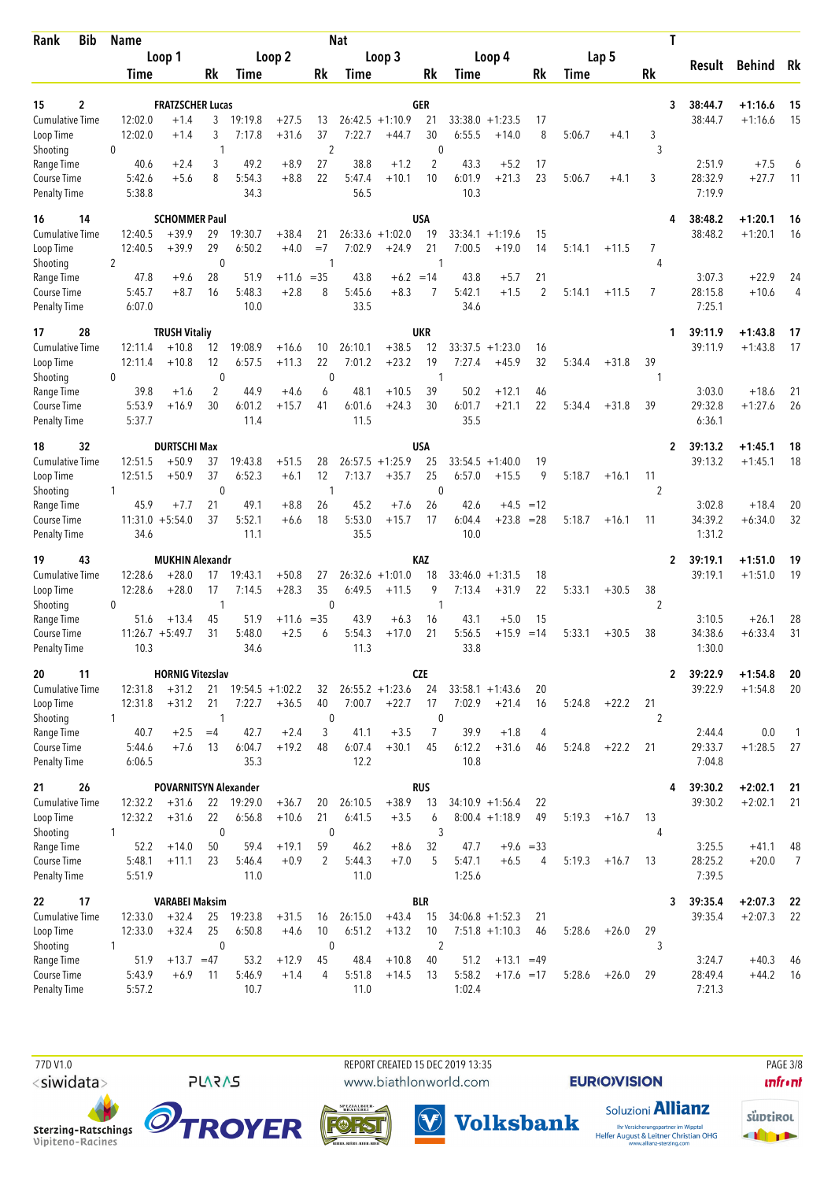| Rank | Bib | Name | | | Nat | | | | | | | | | | | T | Result | Behind | Rk |
|---|---|---|---|---|---|---|---|---|---|---|---|---|---|---|---|---|---|---|---|
| | | Loop 1 | | | Loop 2 | | | Loop 3 | | | Loop 4 | | | Lap 5 | | | | | |
| | | Time | | Rk | Time | | Rk | Time | | Rk | Time | | Rk | Time | | Rk | | | |
| 15 | 2 | FRATZSCHER Lucas | | | | | | GER | | | | | | | | 3 | 38:44.7 | +1:16.6 | 15 |
| Cumulative Time | | 12:02.0 | +1.4 | 3 | 19:19.8 | +27.5 | 13 | 26:42.5 | +1:10.9 | 21 | 33:38.0 | +1:23.5 | 17 | | | | 38:44.7 | +1:16.6 | 15 |
| Loop Time | | 12:02.0 | +1.4 | 3 | 7:17.8 | +31.6 | 37 | 7:22.7 | +44.7 | 30 | 6:55.5 | +14.0 | 8 | 5:06.7 | +4.1 | 3 | | | |
| Shooting | | 0 | | 1 | | | 2 | | | 0 | | | 3 | | | | | | |
| Range Time | | 40.6 | +2.4 | 3 | 49.2 | +8.9 | 27 | 38.8 | +1.2 | 2 | 43.3 | +5.2 | 17 | | | | 2:51.9 | +7.5 | 6 |
| Course Time | | 5:42.6 | +5.6 | 8 | 5:54.3 | +8.8 | 22 | 5:47.4 | +10.1 | 10 | 6:01.9 | +21.3 | 23 | 5:06.7 | +4.1 | 3 | 28:32.9 | +27.7 | 11 |
| Penalty Time | | 5:38.8 | | | 34.3 | | | 56.5 | | | 10.3 | | | | | | 7:19.9 | | |
| 16 | 14 | SCHOMMER Paul | | | | | | USA | | | | | | | | 4 | 38:48.2 | +1:20.1 | 16 |
| Cumulative Time | | 12:40.5 | +39.9 | 29 | 19:30.7 | +38.4 | 21 | 26:33.6 | +1:02.0 | 19 | 33:34.1 | +1:19.6 | 15 | | | | 38:48.2 | +1:20.1 | 16 |
| Loop Time | | 12:40.5 | +39.9 | 29 | 6:50.2 | +4.0 | =7 | 7:02.9 | +24.9 | 21 | 7:00.5 | +19.0 | 14 | 5:14.1 | +11.5 | 7 | | | |
| Shooting | | 2 | | 0 | | | 1 | | | 1 | | | 4 | | | | | | |
| Range Time | | 47.8 | +9.6 | 28 | 51.9 | +11.6 | =35 | 43.8 | +6.2 | =14 | 43.8 | +5.7 | 21 | | | | 3:07.3 | +22.9 | 24 |
| Course Time | | 5:45.7 | +8.7 | 16 | 5:48.3 | +2.8 | 8 | 5:45.6 | +8.3 | 7 | 5:42.1 | +1.5 | 2 | 5:14.1 | +11.5 | 7 | 28:15.8 | +10.6 | 4 |
| Penalty Time | | 6:07.0 | | | 10.0 | | | 33.5 | | | 34.6 | | | | | | 7:25.1 | | |
| 17 | 28 | TRUSH Vitaliy | | | | | | UKR | | | | | | | | 1 | 39:11.9 | +1:43.8 | 17 |
| Cumulative Time | | 12:11.4 | +10.8 | 12 | 19:08.9 | +16.6 | 10 | 26:10.1 | +38.5 | 12 | 33:37.5 | +1:23.0 | 16 | | | | 39:11.9 | +1:43.8 | 17 |
| Loop Time | | 12:11.4 | +10.8 | 12 | 6:57.5 | +11.3 | 22 | 7:01.2 | +23.2 | 19 | 7:27.4 | +45.9 | 32 | 5:34.4 | +31.8 | 39 | | | |
| Shooting | | 0 | | 0 | | | 0 | | | 1 | | | 1 | | | | | | |
| Range Time | | 39.8 | +1.6 | 2 | 44.9 | +4.6 | 6 | 48.1 | +10.5 | 39 | 50.2 | +12.1 | 46 | | | | 3:03.0 | +18.6 | 21 |
| Course Time | | 5:53.9 | +16.9 | 30 | 6:01.2 | +15.7 | 41 | 6:01.6 | +24.3 | 30 | 6:01.7 | +21.1 | 22 | 5:34.4 | +31.8 | 39 | 29:32.8 | +1:27.6 | 26 |
| Penalty Time | | 5:37.7 | | | 11.4 | | | 11.5 | | | 35.5 | | | | | | 6:36.1 | | |
| 18 | 32 | DURTSCHI Max | | | | | | USA | | | | | | | | 2 | 39:13.2 | +1:45.1 | 18 |
| Cumulative Time | | 12:51.5 | +50.9 | 37 | 19:43.8 | +51.5 | 28 | 26:57.5 | +1:25.9 | 25 | 33:54.5 | +1:40.0 | 19 | | | | 39:13.2 | +1:45.1 | 18 |
| Loop Time | | 12:51.5 | +50.9 | 37 | 6:52.3 | +6.1 | 12 | 7:13.7 | +35.7 | 25 | 6:57.0 | +15.5 | 9 | 5:18.7 | +16.1 | 11 | | | |
| Shooting | | 1 | | 0 | | | 1 | | | 0 | | | 2 | | | | | | |
| Range Time | | 45.9 | +7.7 | 21 | 49.1 | +8.8 | 26 | 45.2 | +7.6 | 26 | 42.6 | +4.5 | =12 | | | | 3:02.8 | +18.4 | 20 |
| Course Time | | 11:31.0 | +5:54.0 | 37 | 5:52.1 | +6.6 | 18 | 5:53.0 | +15.7 | 17 | 6:04.4 | +23.8 | =28 | 5:18.7 | +16.1 | 11 | 34:39.2 | +6:34.0 | 32 |
| Penalty Time | | 34.6 | | | 11.1 | | | 35.5 | | | 10.0 | | | | | | 1:31.2 | | |
| 19 | 43 | MUKHIN Alexandr | | | | | | KAZ | | | | | | | | 2 | 39:19.1 | +1:51.0 | 19 |
| Cumulative Time | | 12:28.6 | +28.0 | 17 | 19:43.1 | +50.8 | 27 | 26:32.6 | +1:01.0 | 18 | 33:46.0 | +1:31.5 | 18 | | | | 39:19.1 | +1:51.0 | 19 |
| Loop Time | | 12:28.6 | +28.0 | 17 | 7:14.5 | +28.3 | 35 | 6:49.5 | +11.5 | 9 | 7:13.4 | +31.9 | 22 | 5:33.1 | +30.5 | 38 | | | |
| Shooting | | 0 | | 1 | | | 0 | | | 1 | | | 2 | | | | | | |
| Range Time | | 51.6 | +13.4 | 45 | 51.9 | +11.6 | =35 | 43.9 | +6.3 | 16 | 43.1 | +5.0 | 15 | | | | 3:10.5 | +26.1 | 28 |
| Course Time | | 11:26.7 | +5:49.7 | 31 | 5:48.0 | +2.5 | 6 | 5:54.3 | +17.0 | 21 | 5:56.5 | +15.9 | =14 | 5:33.1 | +30.5 | 38 | 34:38.6 | +6:33.4 | 31 |
| Penalty Time | | 10.3 | | | 34.6 | | | 11.3 | | | 33.8 | | | | | | 1:30.0 | | |
| 20 | 11 | HORNIG Vitezslav | | | | | | CZE | | | | | | | | 2 | 39:22.9 | +1:54.8 | 20 |
| Cumulative Time | | 12:31.8 | +31.2 | 21 | 19:54.5 | +1:02.2 | 32 | 26:55.2 | +1:23.6 | 24 | 33:58.1 | +1:43.6 | 20 | | | | 39:22.9 | +1:54.8 | 20 |
| Loop Time | | 12:31.8 | +31.2 | 21 | 7:22.7 | +36.5 | 40 | 7:00.7 | +22.7 | 17 | 7:02.9 | +21.4 | 16 | 5:24.8 | +22.2 | 21 | | | |
| Shooting | | 1 | | 1 | | | 0 | | | 0 | | | 2 | | | | | | |
| Range Time | | 40.7 | +2.5 | =4 | 42.7 | +2.4 | 3 | 41.1 | +3.5 | 7 | 39.9 | +1.8 | 4 | | | | 2:44.4 | 0.0 | 1 |
| Course Time | | 5:44.6 | +7.6 | 13 | 6:04.7 | +19.2 | 48 | 6:07.4 | +30.1 | 45 | 6:12.2 | +31.6 | 46 | 5:24.8 | +22.2 | 21 | 29:33.7 | +1:28.5 | 27 |
| Penalty Time | | 6:06.5 | | | 35.3 | | | 12.2 | | | 10.8 | | | | | | 7:04.8 | | |
| 21 | 26 | POVARNITSYN Alexander | | | | | | RUS | | | | | | | | 4 | 39:30.2 | +2:02.1 | 21 |
| Cumulative Time | | 12:32.2 | +31.6 | 22 | 19:29.0 | +36.7 | 20 | 26:10.5 | +38.9 | 13 | 34:10.9 | +1:56.4 | 22 | | | | 39:30.2 | +2:02.1 | 21 |
| Loop Time | | 12:32.2 | +31.6 | 22 | 6:56.8 | +10.6 | 21 | 6:41.5 | +3.5 | 6 | 8:00.4 | +1:18.9 | 49 | 5:19.3 | +16.7 | 13 | | | |
| Shooting | | 1 | | 0 | | | 0 | | | 3 | | | 4 | | | | | | |
| Range Time | | 52.2 | +14.0 | 50 | 59.4 | +19.1 | 59 | 46.2 | +8.6 | 32 | 47.7 | +9.6 | =33 | | | | 3:25.5 | +41.1 | 48 |
| Course Time | | 5:48.1 | +11.1 | 23 | 5:46.4 | +0.9 | 2 | 5:44.3 | +7.0 | 5 | 5:47.1 | +6.5 | 4 | 5:19.3 | +16.7 | 13 | 28:25.2 | +20.0 | 7 |
| Penalty Time | | 5:51.9 | | | 11.0 | | | 11.0 | | | 1:25.6 | | | | | | 7:39.5 | | |
| 22 | 17 | VARABEI Maksim | | | | | | BLR | | | | | | | | 3 | 39:35.4 | +2:07.3 | 22 |
| Cumulative Time | | 12:33.0 | +32.4 | 25 | 19:23.8 | +31.5 | 16 | 26:15.0 | +43.4 | 15 | 34:06.8 | +1:52.3 | 21 | | | | 39:35.4 | +2:07.3 | 22 |
| Loop Time | | 12:33.0 | +32.4 | 25 | 6:50.8 | +4.6 | 10 | 6:51.2 | +13.2 | 10 | 7:51.8 | +1:10.3 | 46 | 5:28.6 | +26.0 | 29 | | | |
| Shooting | | 1 | | 0 | | | 0 | | | 2 | | | 3 | | | | | | |
| Range Time | | 51.9 | +13.7 | =47 | 53.2 | +12.9 | 45 | 48.4 | +10.8 | 40 | 51.2 | +13.1 | =49 | | | | 3:24.7 | +40.3 | 46 |
| Course Time | | 5:43.9 | +6.9 | 11 | 5:46.9 | +1.4 | 4 | 5:51.8 | +14.5 | 13 | 5:58.2 | +17.6 | =17 | 5:28.6 | +26.0 | 29 | 28:49.4 | +44.2 | 16 |
| Penalty Time | | 5:57.2 | | | 10.7 | | | 11.0 | | | 1:02.4 | | | | | | 7:21.3 | | |

77D V1.0 REPORT CREATED 15 DEC 2019 13:35 www.biathlonworld.com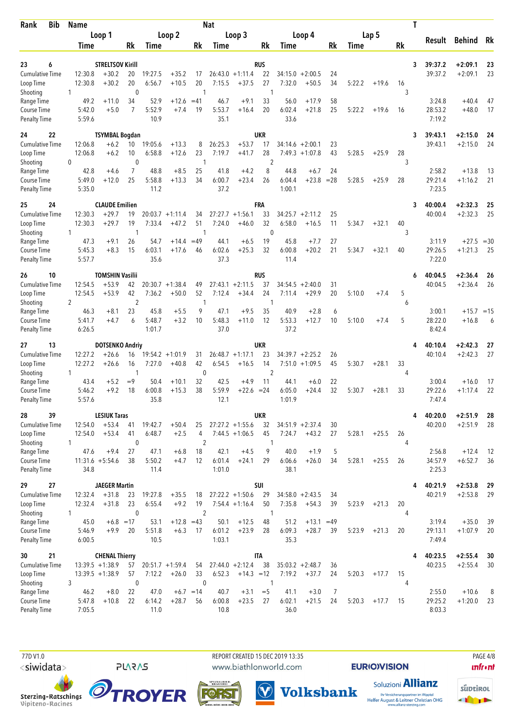| Rank | Bib | Name | | | Nat | | | | | | | | | | T | Result | Behind | Rk |
|---|---|---|---|---|---|---|---|---|---|---|---|---|---|---|---|---|---|---|
| | | Loop 1 | | | Loop 2 | | | Loop 3 | | | Loop 4 | | | Lap 5 | | | | |
| | | Time | | Rk | Time | | Rk | Time | | Rk | Time | | Rk | Time | | Rk | | | |
| 23 | 6 | STRELTSOV Kirill | | | | | | RUS | | | | | | | | 3 | 39:37.2 | +2:09.1 | 23 |
| Cumulative Time | | 12:30.8 | +30.2 | 20 | 19:27.5 | +35.2 | 17 | 26:43.0 | +1:11.4 | 22 | 34:15.0 | +2:00.5 | 24 | | | | 39:37.2 | +2:09.1 | 23 |
| Loop Time | | 12:30.8 | +30.2 | 20 | 6:56.7 | +10.5 | 20 | 7:15.5 | +37.5 | 27 | 7:32.0 | +50.5 | 34 | 5:22.2 | +19.6 | 16 | | | |
| Shooting | | 1 | | 0 | | | 1 | | | 1 | | | | | | 3 | | | |
| Range Time | | 49.2 | +11.0 | 34 | 52.9 | +12.6 | =41 | 46.7 | +9.1 | 33 | 56.0 | +17.9 | 58 | | | | 3:24.8 | +40.4 | 47 |
| Course Time | | 5:42.0 | +5.0 | 7 | 5:52.9 | +7.4 | 19 | 5:53.7 | +16.4 | 20 | 6:02.4 | +21.8 | 25 | 5:22.2 | +19.6 | 16 | 28:53.2 | +48.0 | 17 |
| Penalty Time | | 5:59.6 | | | 10.9 | | | 35.1 | | | 33.6 | | | | | | 7:19.2 | | |
| 24 | 22 | TSYMBAL Bogdan | | | | | | UKR | | | | | | | | 3 | 39:43.1 | +2:15.0 | 24 |
| Cumulative Time | | 12:06.8 | +6.2 | 10 | 19:05.6 | +13.3 | 8 | 26:25.3 | +53.7 | 17 | 34:14.6 | +2:00.1 | 23 | | | | 39:43.1 | +2:15.0 | 24 |
| Loop Time | | 12:06.8 | +6.2 | 10 | 6:58.8 | +12.6 | 23 | 7:19.7 | +41.7 | 28 | 7:49.3 | +1:07.8 | 43 | 5:28.5 | +25.9 | 28 | | | |
| Shooting | | 0 | | 0 | | | 1 | | | 2 | | | | | | 3 | | | |
| Range Time | | 42.8 | +4.6 | 7 | 48.8 | +8.5 | 25 | 41.8 | +4.2 | 8 | 44.8 | +6.7 | 24 | | | | 2:58.2 | +13.8 | 13 |
| Course Time | | 5:49.0 | +12.0 | 25 | 5:58.8 | +13.3 | 34 | 6:00.7 | +23.4 | 26 | 6:04.4 | +23.8 | =28 | 5:28.5 | +25.9 | 28 | 29:21.4 | +1:16.2 | 21 |
| Penalty Time | | 5:35.0 | | | 11.2 | | | 37.2 | | | 1:00.1 | | | | | | 7:23.5 | | |
| 25 | 24 | CLAUDE Emilien | | | | | | FRA | | | | | | | | 3 | 40:00.4 | +2:32.3 | 25 |
| Cumulative Time | | 12:30.3 | +29.7 | 19 | 20:03.7 | +1:11.4 | 34 | 27:27.7 | +1:56.1 | 33 | 34:25.7 | +2:11.2 | 25 | | | | 40:00.4 | +2:32.3 | 25 |
| Loop Time | | 12:30.3 | +29.7 | 19 | 7:33.4 | +47.2 | 51 | 7:24.0 | +46.0 | 32 | 6:58.0 | +16.5 | 11 | 5:34.7 | +32.1 | 40 | | | |
| Shooting | | 1 | | 1 | | | 1 | | | 0 | | | | | | 3 | | | |
| Range Time | | 47.3 | +9.1 | 26 | 54.7 | +14.4 | =49 | 44.1 | +6.5 | 19 | 45.8 | +7.7 | 27 | | | | 3:11.9 | +27.5 | =30 |
| Course Time | | 5:45.3 | +8.3 | 15 | 6:03.1 | +17.6 | 46 | 6:02.6 | +25.3 | 32 | 6:00.8 | +20.2 | 21 | 5:34.7 | +32.1 | 40 | 29:26.5 | +1:21.3 | 25 |
| Penalty Time | | 5:57.7 | | | 35.6 | | | 37.3 | | | 11.4 | | | | | | 7:22.0 | | |
| 26 | 10 | TOMSHIN Vasilii | | | | | | RUS | | | | | | | | 6 | 40:04.5 | +2:36.4 | 26 |
| Cumulative Time | | 12:54.5 | +53.9 | 42 | 20:30.7 | +1:38.4 | 49 | 27:43.1 | +2:11.5 | 37 | 34:54.5 | +2:40.0 | 31 | | | | 40:04.5 | +2:36.4 | 26 |
| Loop Time | | 12:54.5 | +53.9 | 42 | 7:36.2 | +50.0 | 52 | 7:12.4 | +34.4 | 24 | 7:11.4 | +29.9 | 20 | 5:10.0 | +7.4 | 5 | | | |
| Shooting | | 2 | | 2 | | | 1 | | | 1 | | | | | | 6 | | | |
| Range Time | | 46.3 | +8.1 | 23 | 45.8 | +5.5 | 9 | 47.1 | +9.5 | 35 | 40.9 | +2.8 | 6 | | | | 3:00.1 | +15.7 | =15 |
| Course Time | | 5:41.7 | +4.7 | 6 | 5:48.7 | +3.2 | 10 | 5:48.3 | +11.0 | 12 | 5:53.3 | +12.7 | 10 | 5:10.0 | +7.4 | 5 | 28:22.0 | +16.8 | 6 |
| Penalty Time | | 6:26.5 | | | 1:01.7 | | | 37.0 | | | 37.2 | | | | | | 8:42.4 | | |
| 27 | 13 | DOTSENKO Andriy | | | | | | UKR | | | | | | | | 4 | 40:10.4 | +2:42.3 | 27 |
| Cumulative Time | | 12:27.2 | +26.6 | 16 | 19:54.2 | +1:01.9 | 31 | 26:48.7 | +1:17.1 | 23 | 34:39.7 | +2:25.2 | 26 | | | | 40:10.4 | +2:42.3 | 27 |
| Loop Time | | 12:27.2 | +26.6 | 16 | 7:27.0 | +40.8 | 42 | 6:54.5 | +16.5 | 14 | 7:51.0 | +1:09.5 | 45 | 5:30.7 | +28.1 | 33 | | | |
| Shooting | | 1 | | 1 | | | 0 | | | 2 | | | | | | 4 | | | |
| Range Time | | 43.4 | +5.2 | =9 | 50.4 | +10.1 | 32 | 42.5 | +4.9 | 11 | 44.1 | +6.0 | 22 | | | | 3:00.4 | +16.0 | 17 |
| Course Time | | 5:46.2 | +9.2 | 18 | 6:00.8 | +15.3 | 38 | 5:59.9 | +22.6 | =24 | 6:05.0 | +24.4 | 32 | 5:30.7 | +28.1 | 33 | 29:22.6 | +1:17.4 | 22 |
| Penalty Time | | 5:57.6 | | | 35.8 | | | 12.1 | | | 1:01.9 | | | | | | 7:47.4 | | |
| 28 | 39 | LESIUK Taras | | | | | | UKR | | | | | | | | 4 | 40:20.0 | +2:51.9 | 28 |
| Cumulative Time | | 12:54.0 | +53.4 | 41 | 19:42.7 | +50.4 | 25 | 27:27.2 | +1:55.6 | 32 | 34:51.9 | +2:37.4 | 30 | | | | 40:20.0 | +2:51.9 | 28 |
| Loop Time | | 12:54.0 | +53.4 | 41 | 6:48.7 | +2.5 | 4 | 7:44.5 | +1:06.5 | 45 | 7:24.7 | +43.2 | 27 | 5:28.1 | +25.5 | 26 | | | |
| Shooting | | 1 | | 0 | | | 2 | | | 1 | | | | | | 4 | | | |
| Range Time | | 47.6 | +9.4 | 27 | 47.1 | +6.8 | 18 | 42.1 | +4.5 | 9 | 40.0 | +1.9 | 5 | | | | 2:56.8 | +12.4 | 12 |
| Course Time | | 11:31.6 | +5:54.6 | 38 | 5:50.2 | +4.7 | 12 | 6:01.4 | +24.1 | 29 | 6:06.6 | +26.0 | 34 | 5:28.1 | +25.5 | 26 | 34:57.9 | +6:52.7 | 36 |
| Penalty Time | | 34.8 | | | 11.4 | | | 1:01.0 | | | 38.1 | | | | | | 2:25.3 | | |
| 29 | 27 | JAEGER Martin | | | | | | SUI | | | | | | | | 4 | 40:21.9 | +2:53.8 | 29 |
| Cumulative Time | | 12:32.4 | +31.8 | 23 | 19:27.8 | +35.5 | 18 | 27:22.2 | +1:50.6 | 29 | 34:58.0 | +2:43.5 | 34 | | | | 40:21.9 | +2:53.8 | 29 |
| Loop Time | | 12:32.4 | +31.8 | 23 | 6:55.4 | +9.2 | 19 | 7:54.4 | +1:16.4 | 50 | 7:35.8 | +54.3 | 39 | 5:23.9 | +21.3 | 20 | | | |
| Shooting | | 1 | | 0 | | | 2 | | | 1 | | | | | | 4 | | | |
| Range Time | | 45.0 | +6.8 | =17 | 53.1 | +12.8 | =43 | 50.1 | +12.5 | 48 | 51.2 | +13.1 | =49 | | | | 3:19.4 | +35.0 | 39 |
| Course Time | | 5:46.9 | +9.9 | 20 | 5:51.8 | +6.3 | 17 | 6:01.2 | +23.9 | 28 | 6:09.3 | +28.7 | 39 | 5:23.9 | +21.3 | 20 | 29:13.1 | +1:07.9 | 20 |
| Penalty Time | | 6:00.5 | | | 10.5 | | | 1:03.1 | | | 35.3 | | | | | | 7:49.4 | | |
| 30 | 21 | CHENAL Thierry | | | | | | ITA | | | | | | | | 4 | 40:23.5 | +2:55.4 | 30 |
| Cumulative Time | | 13:39.5 | +1:38.9 | 57 | 20:51.7 | +1:59.4 | 54 | 27:44.0 | +2:12.4 | 38 | 35:03.2 | +2:48.7 | 36 | | | | 40:23.5 | +2:55.4 | 30 |
| Loop Time | | 13:39.5 | +1:38.9 | 57 | 7:12.2 | +26.0 | 33 | 6:52.3 | +14.3 | =12 | 7:19.2 | +37.7 | 24 | 5:20.3 | +17.7 | 15 | | | |
| Shooting | | 3 | | 0 | | | 0 | | | 1 | | | | | | 4 | | | |
| Range Time | | 46.2 | +8.0 | 22 | 47.0 | +6.7 | =14 | 40.7 | +3.1 | =5 | 41.1 | +3.0 | 7 | | | | 2:55.0 | +10.6 | 8 |
| Course Time | | 5:47.8 | +10.8 | 22 | 6:14.2 | +28.7 | 56 | 6:00.8 | +23.5 | 27 | 6:02.1 | +21.5 | 24 | 5:20.3 | +17.7 | 15 | 29:25.2 | +1:20.0 | 23 |
| Penalty Time | | 7:05.5 | | | 11.0 | | | 10.8 | | | 36.0 | | | | | | 8:03.3 | | |

77D V1.0 REPORT CREATED 15 DEC 2019 13:35 www.biathlonworld.com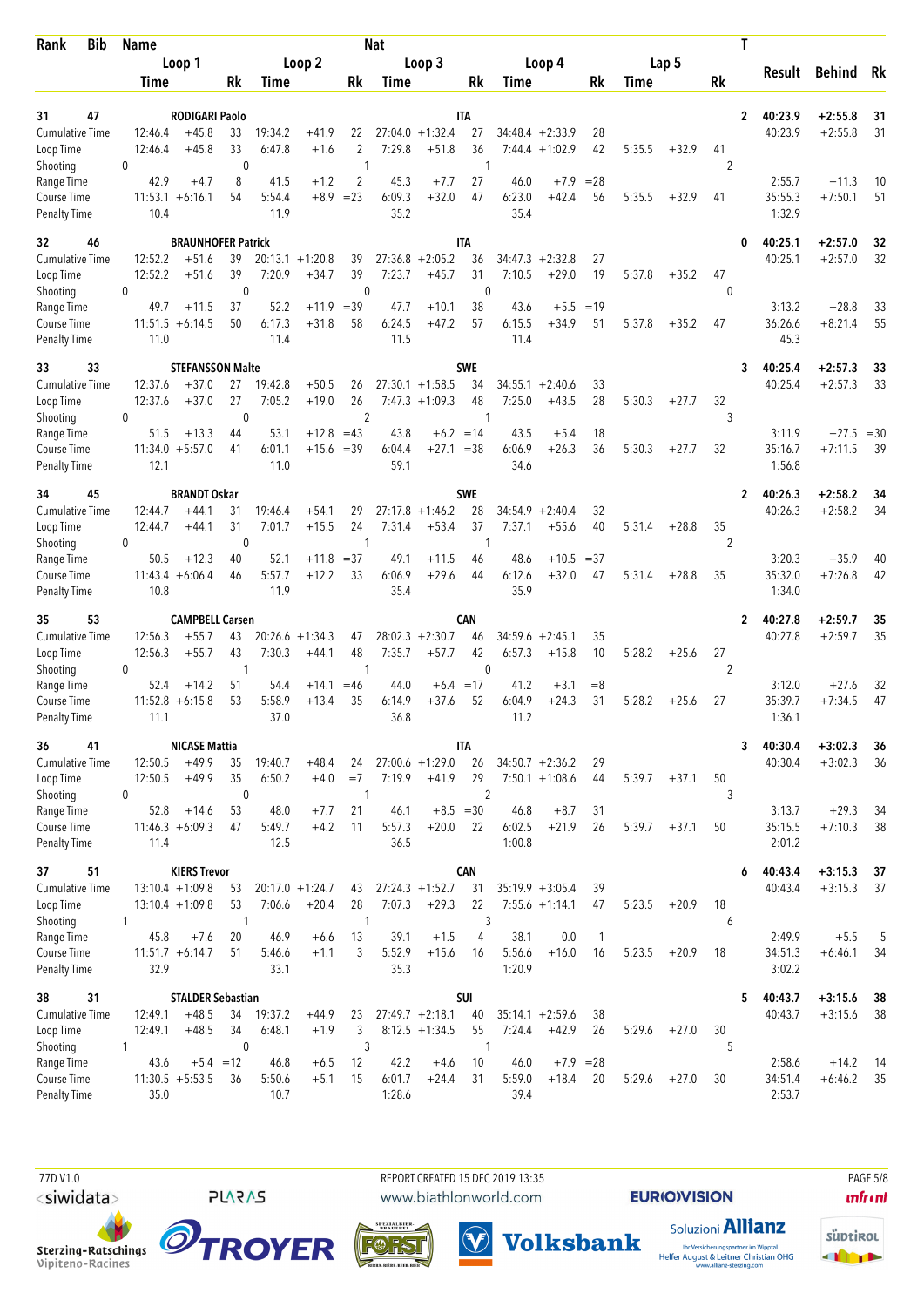| Rank | Bib | Name | | | Nat | | | | | | | | T | Result | Behind | Rk |
|---|---|---|---|---|---|---|---|---|---|---|---|---|---|---|---|---|
| | | Loop 1 | | | Loop 2 | | | Loop 3 | | | Loop 4 | | Lap 5 | | | |
| | | Time | | Rk | Time | | Rk | Time | | Rk | Time | Rk | Time | Rk | | |
| 31 | 47 | RODIGARI Paolo | | | | | | ITA | | | | | 2 | 40:23.9 | +2:55.8 | 31 |
| Cumulative Time | | 12:46.4 | +45.8 | 33 | 19:34.2 | +41.9 | 22 | 27:04.0 | +1:32.4 | 27 | 34:48.4 +2:33.9 | 28 | | | 40:23.9 | +2:55.8 | 31 |
| Loop Time | | 12:46.4 | +45.8 | 33 | 6:47.8 | +1.6 | 2 | 7:29.8 | +51.8 | 36 | 7:44.4 +1:02.9 | 42 | 5:35.5 +32.9 | 41 | | | |
| Shooting | | 0 | | | 0 | | | 1 | | | 1 | | | 2 | | | |
| Range Time | | 42.9 | +4.7 | 8 | 41.5 | +1.2 | 2 | 45.3 | +7.7 | 27 | 46.0 +7.9 | =28 | | | 2:55.7 | +11.3 | 10 |
| Course Time | | 11:53.1 | +6:16.1 | 54 | 5:54.4 | +8.9 | =23 | 6:09.3 | +32.0 | 47 | 6:23.0 +42.4 | 56 | 5:35.5 +32.9 | 41 | 35:55.3 | +7:50.1 | 51 |
| Penalty Time | | 10.4 | | | 11.9 | | | 35.2 | | | 35.4 | | | | 1:32.9 | | |
| 32 | 46 | BRAUNHOFER Patrick | | | | | | ITA | | | | | 0 | 40:25.1 | +2:57.0 | 32 |
| Cumulative Time | | 12:52.2 | +51.6 | 39 | 20:13.1 | +1:20.8 | 39 | 27:36.8 | +2:05.2 | 36 | 34:47.3 +2:32.8 | 27 | | | 40:25.1 | +2:57.0 | 32 |
| Loop Time | | 12:52.2 | +51.6 | 39 | 7:20.9 | +34.7 | 39 | 7:23.7 | +45.7 | 31 | 7:10.5 +29.0 | 19 | 5:37.8 +35.2 | 47 | | | |
| Shooting | | 0 | | | 0 | | | 0 | | | 0 | | | 0 | | | |
| Range Time | | 49.7 | +11.5 | 37 | 52.2 | +11.9 | =39 | 47.7 | +10.1 | 38 | 43.6 +5.5 | =19 | | | 3:13.2 | +28.8 | 33 |
| Course Time | | 11:51.5 | +6:14.5 | 50 | 6:17.3 | +31.8 | 58 | 6:24.5 | +47.2 | 57 | 6:15.5 +34.9 | 51 | 5:37.8 +35.2 | 47 | 36:26.6 | +8:21.4 | 55 |
| Penalty Time | | 11.0 | | | 11.4 | | | 11.5 | | | 11.4 | | | | 45.3 | | |
| 33 | 33 | STEFANSSON Malte | | | | | | SWE | | | | | 3 | 40:25.4 | +2:57.3 | 33 |
| Cumulative Time | | 12:37.6 | +37.0 | 27 | 19:42.8 | +50.5 | 26 | 27:30.1 | +1:58.5 | 34 | 34:55.1 +2:40.6 | 33 | | | 40:25.4 | +2:57.3 | 33 |
| Loop Time | | 12:37.6 | +37.0 | 27 | 7:05.2 | +19.0 | 26 | 7:47.3 | +1:09.3 | 48 | 7:25.0 +43.5 | 28 | 5:30.3 +27.7 | 32 | | | |
| Shooting | | 0 | | | 0 | | | 2 | | | 1 | | | 3 | | | |
| Range Time | | 51.5 | +13.3 | 44 | 53.1 | +12.8 | =43 | 43.8 | +6.2 | =14 | 43.5 +5.4 | 18 | | | 3:11.9 | +27.5 | =30 |
| Course Time | | 11:34.0 | +5:57.0 | 41 | 6:01.1 | +15.6 | =39 | 6:04.4 | +27.1 | =38 | 6:06.9 +26.3 | 36 | 5:30.3 +27.7 | 32 | 35:16.7 | +7:11.5 | 39 |
| Penalty Time | | 12.1 | | | 11.0 | | | 59.1 | | | 34.6 | | | | 1:56.8 | | |
| 34 | 45 | BRANDT Oskar | | | | | | SWE | | | | | 2 | 40:26.3 | +2:58.2 | 34 |
| Cumulative Time | | 12:44.7 | +44.1 | 31 | 19:46.4 | +54.1 | 29 | 27:17.8 | +1:46.2 | 28 | 34:54.9 +2:40.4 | 32 | | | 40:26.3 | +2:58.2 | 34 |
| Loop Time | | 12:44.7 | +44.1 | 31 | 7:01.7 | +15.5 | 24 | 7:31.4 | +53.4 | 37 | 7:37.1 +55.6 | 40 | 5:31.4 +28.8 | 35 | | | |
| Shooting | | 0 | | | 0 | | | 1 | | | 1 | | | 2 | | | |
| Range Time | | 50.5 | +12.3 | 40 | 52.1 | +11.8 | =37 | 49.1 | +11.5 | 46 | 48.6 +10.5 | =37 | | | 3:20.3 | +35.9 | 40 |
| Course Time | | 11:43.4 | +6:06.4 | 46 | 5:57.7 | +12.2 | 33 | 6:06.9 | +29.6 | 44 | 6:12.6 +32.0 | 47 | 5:31.4 +28.8 | 35 | 35:32.0 | +7:26.8 | 42 |
| Penalty Time | | 10.8 | | | 11.9 | | | 35.4 | | | 35.9 | | | | 1:34.0 | | |
| 35 | 53 | CAMPBELL Carsen | | | | | | CAN | | | | | 2 | 40:27.8 | +2:59.7 | 35 |
| Cumulative Time | | 12:56.3 | +55.7 | 43 | 20:26.6 | +1:34.3 | 47 | 28:02.3 | +2:30.7 | 46 | 34:59.6 +2:45.1 | 35 | | | 40:27.8 | +2:59.7 | 35 |
| Loop Time | | 12:56.3 | +55.7 | 43 | 7:30.3 | +44.1 | 48 | 7:35.7 | +57.7 | 42 | 6:57.3 +15.8 | 10 | 5:28.2 +25.6 | 27 | | | |
| Shooting | | 0 | | | 1 | | | 1 | | | 0 | | | 2 | | | |
| Range Time | | 52.4 | +14.2 | 51 | 54.4 | +14.1 | =46 | 44.0 | +6.4 | =17 | 41.2 +3.1 | =8 | | | 3:12.0 | +27.6 | 32 |
| Course Time | | 11:52.8 | +6:15.8 | 53 | 5:58.9 | +13.4 | 35 | 6:14.9 | +37.6 | 52 | 6:04.9 +24.3 | 31 | 5:28.2 +25.6 | 27 | 35:39.7 | +7:34.5 | 47 |
| Penalty Time | | 11.1 | | | 37.0 | | | 36.8 | | | 11.2 | | | | 1:36.1 | | |
| 36 | 41 | NICASE Mattia | | | | | | ITA | | | | | 3 | 40:30.4 | +3:02.3 | 36 |
| Cumulative Time | | 12:50.5 | +49.9 | 35 | 19:40.7 | +48.4 | 24 | 27:00.6 | +1:29.0 | 26 | 34:50.7 +2:36.2 | 29 | | | 40:30.4 | +3:02.3 | 36 |
| Loop Time | | 12:50.5 | +49.9 | 35 | 6:50.2 | +4.0 | =7 | 7:19.9 | +41.9 | 29 | 7:50.1 +1:08.6 | 44 | 5:39.7 +37.1 | 50 | | | |
| Shooting | | 0 | | | 0 | | | 1 | | | 2 | | | 3 | | | |
| Range Time | | 52.8 | +14.6 | 53 | 48.0 | +7.7 | 21 | 46.1 | +8.5 | =30 | 46.8 +8.7 | 31 | | | 3:13.7 | +29.3 | 34 |
| Course Time | | 11:46.3 | +6:09.3 | 47 | 5:49.7 | +4.2 | 11 | 5:57.3 | +20.0 | 22 | 6:02.5 +21.9 | 26 | 5:39.7 +37.1 | 50 | 35:15.5 | +7:10.3 | 38 |
| Penalty Time | | 11.4 | | | 12.5 | | | 36.5 | | | 1:00.8 | | | | 2:01.2 | | |
| 37 | 51 | KIERS Trevor | | | | | | CAN | | | | | 6 | 40:43.4 | +3:15.3 | 37 |
| Cumulative Time | | 13:10.4 | +1:09.8 | 53 | 20:17.0 | +1:24.7 | 43 | 27:24.3 | +1:52.7 | 31 | 35:19.9 +3:05.4 | 39 | | | 40:43.4 | +3:15.3 | 37 |
| Loop Time | | 13:10.4 | +1:09.8 | 53 | 7:06.6 | +20.4 | 28 | 7:07.3 | +29.3 | 22 | 7:55.6 +1:14.1 | 47 | 5:23.5 +20.9 | 18 | | | |
| Shooting | | 1 | | | 1 | | | 1 | | | 3 | | | 6 | | | |
| Range Time | | 45.8 | +7.6 | 20 | 46.9 | +6.6 | 13 | 39.1 | +1.5 | 4 | 38.1 0.0 | 1 | | | 2:49.9 | +5.5 | 5 |
| Course Time | | 11:51.7 | +6:14.7 | 51 | 5:46.6 | +1.1 | 3 | 5:52.9 | +15.6 | 16 | 5:56.6 +16.0 | 16 | 5:23.5 +20.9 | 18 | 34:51.3 | +6:46.1 | 34 |
| Penalty Time | | 32.9 | | | 33.1 | | | 35.3 | | | 1:20.9 | | | | 3:02.2 | | |
| 38 | 31 | STALDER Sebastian | | | | | | SUI | | | | | 5 | 40:43.7 | +3:15.6 | 38 |
| Cumulative Time | | 12:49.1 | +48.5 | 34 | 19:37.2 | +44.9 | 23 | 27:49.7 | +2:18.1 | 40 | 35:14.1 +2:59.6 | 38 | | | 40:43.7 | +3:15.6 | 38 |
| Loop Time | | 12:49.1 | +48.5 | 34 | 6:48.1 | +1.9 | 3 | 8:12.5 | +1:34.5 | 55 | 7:24.4 +42.9 | 26 | 5:29.6 +27.0 | 30 | | | |
| Shooting | | 1 | | | 0 | | | 3 | | | 1 | | | 5 | | | |
| Range Time | | 43.6 | +5.4 | =12 | 46.8 | +6.5 | 12 | 42.2 | +4.6 | 10 | 46.0 +7.9 | =28 | | | 2:58.6 | +14.2 | 14 |
| Course Time | | 11:30.5 | +5:53.5 | 36 | 5:50.6 | +5.1 | 15 | 6:01.7 | +24.4 | 31 | 5:59.0 +18.4 | 20 | 5:29.6 +27.0 | 30 | 34:51.4 | +6:46.2 | 35 |
| Penalty Time | | 35.0 | | | 10.7 | | | 1:28.6 | | | 39.4 | | | | 2:53.7 | | |

77D V1.0 REPORT CREATED 15 DEC 2019 13:35 www.biathlonworld.com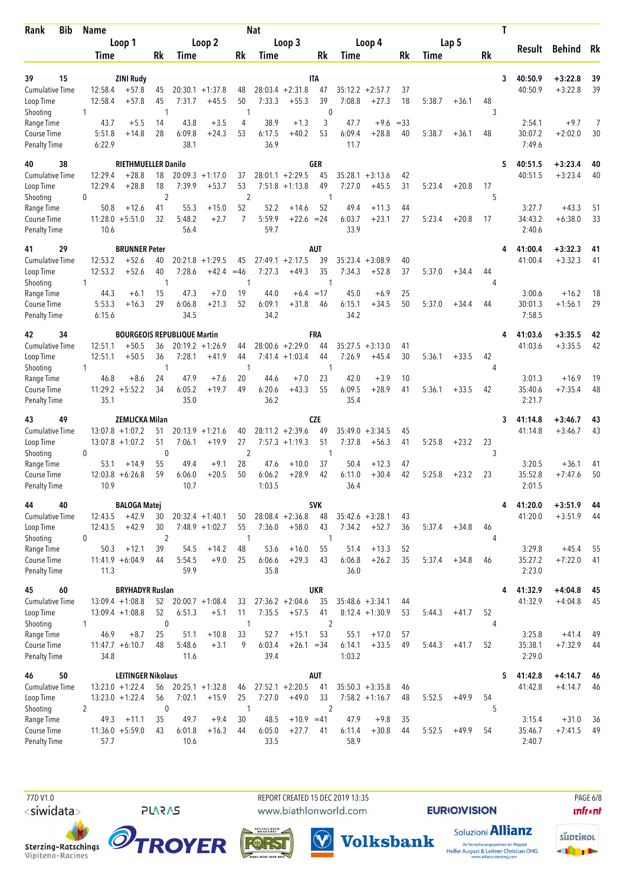| Rank | Bib | Name | | | Nat | | | | | | | | | | | T | Result | Behind | Rk |
|---|---|---|---|---|---|---|---|---|---|---|---|---|---|---|---|---|---|---|---|
| | | Loop 1 | | | Loop 2 | | | Loop 3 | | | Loop 4 | | | Lap 5 | | | | | |
| | | Time | | Rk | Time | | Rk | Time | | Rk | Time | | Rk | Time | | Rk | | | |
| 39 | 15 | ZINI Rudy | | | | | | ITA | | | | | | | | 3 | 40:50.9 | +3:22.8 | 39 |
| Cumulative Time | | 12:58.4 | +57.8 | 45 | 20:30.1 | +1:37.8 | 48 | 28:03.4 | +2:31.8 | 47 | 35:12.2 | +2:57.7 | 37 | | | | 40:50.9 | +3:22.8 | 39 |
| Loop Time | | 12:58.4 | +57.8 | 45 | 7:31.7 | +45.5 | 50 | 7:33.3 | +55.3 | 39 | 7:08.8 | +27.3 | 18 | 5:38.7 | +36.1 | 48 | | | |
| Shooting | | 1 | | | 1 | | | 1 | | | 0 | | | | | 3 | | | |
| Range Time | | 43.7 | +5.5 | 14 | 43.8 | +3.5 | 4 | 38.9 | +1.3 | 3 | 47.7 | +9.6 | =33 | | | | 2:54.1 | +9.7 | 7 |
| Course Time | | 5:51.8 | +14.8 | 28 | 6:09.8 | +24.3 | 53 | 6:17.5 | +40.2 | 53 | 6:09.4 | +28.8 | 40 | 5:38.7 | +36.1 | 48 | 30:07.2 | +2:02.0 | 30 |
| Penalty Time | | 6:22.9 | | | 38.1 | | | 36.9 | | | 11.7 | | | | | | 7:49.6 | | |
| 40 | 38 | RIETHMUELLER Danilo | | | | | | GER | | | | | | | | 5 | 40:51.5 | +3:23.4 | 40 |
| Cumulative Time | | 12:29.4 | +28.8 | 18 | 20:09.3 | +1:17.0 | 37 | 28:01.1 | +2:29.5 | 45 | 35:28.1 | +3:13.6 | 42 | | | | 40:51.5 | +3:23.4 | 40 |
| Loop Time | | 12:29.4 | +28.8 | 18 | 7:39.9 | +53.7 | 53 | 7:51.8 | +1:13.8 | 49 | 7:27.0 | +45.5 | 31 | 5:23.4 | +20.8 | 17 | | | |
| Shooting | | 0 | | | 2 | | | 2 | | | 1 | | | | | 5 | | | |
| Range Time | | 50.8 | +12.6 | 41 | 55.3 | +15.0 | 52 | 52.2 | +14.6 | 52 | 49.4 | +11.3 | 44 | | | | 3:27.7 | +43.3 | 51 |
| Course Time | | 11:28.0 | +5:51.0 | 32 | 5:48.2 | +2.7 | 7 | 5:59.9 | +22.6 | =24 | 6:03.7 | +23.1 | 27 | 5:23.4 | +20.8 | 17 | 34:43.2 | +6:38.0 | 33 |
| Penalty Time | | 10.6 | | | 56.4 | | | 59.7 | | | 33.9 | | | | | | 2:40.6 | | |
| 41 | 29 | BRUNNER Peter | | | | | | AUT | | | | | | | | 4 | 41:00.4 | +3:32.3 | 41 |
| Cumulative Time | | 12:53.2 | +52.6 | 40 | 20:21.8 | +1:29.5 | 45 | 27:49.1 | +2:17.5 | 39 | 35:23.4 | +3:08.9 | 40 | | | | 41:00.4 | +3:32.3 | 41 |
| Loop Time | | 12:53.2 | +52.6 | 40 | 7:28.6 | +42.4 | =46 | 7:27.3 | +49.3 | 35 | 7:34.3 | +52.8 | 37 | 5:37.0 | +34.4 | 44 | | | |
| Shooting | | 1 | | | 1 | | | 1 | | | 1 | | | | | 4 | | | |
| Range Time | | 44.3 | +6.1 | 15 | 47.3 | +7.0 | 19 | 44.0 | +6.4 | =17 | 45.0 | +6.9 | 25 | | | | 3:00.6 | +16.2 | 18 |
| Course Time | | 5:53.3 | +16.3 | 29 | 6:06.8 | +21.3 | 52 | 6:09.1 | +31.8 | 46 | 6:15.1 | +34.5 | 50 | 5:37.0 | +34.4 | 44 | 30:01.3 | +1:56.1 | 29 |
| Penalty Time | | 6:15.6 | | | 34.5 | | | 34.2 | | | 34.2 | | | | | | 7:58.5 | | |
| 42 | 34 | BOURGEOIS REPUBLIQUE Martin | | | | | | FRA | | | | | | | | 4 | 41:03.6 | +3:35.5 | 42 |
| Cumulative Time | | 12:51.1 | +50.5 | 36 | 20:19.2 | +1:26.9 | 44 | 28:00.6 | +2:29.0 | 44 | 35:27.5 | +3:13.0 | 41 | | | | 41:03.6 | +3:35.5 | 42 |
| Loop Time | | 12:51.1 | +50.5 | 36 | 7:28.1 | +41.9 | 44 | 7:41.4 | +1:03.4 | 44 | 7:26.9 | +45.4 | 30 | 5:36.1 | +33.5 | 42 | | | |
| Shooting | | 1 | | | 1 | | | 1 | | | 1 | | | | | 4 | | | |
| Range Time | | 46.8 | +8.6 | 24 | 47.9 | +7.6 | 20 | 44.6 | +7.0 | 23 | 42.0 | +3.9 | 10 | | | | 3:01.3 | +16.9 | 19 |
| Course Time | | 11:29.2 | +5:52.2 | 34 | 6:05.2 | +19.7 | 49 | 6:20.6 | +43.3 | 55 | 6:09.5 | +28.9 | 41 | 5:36.1 | +33.5 | 42 | 35:40.6 | +7:35.4 | 48 |
| Penalty Time | | 35.1 | | | 35.0 | | | 36.2 | | | 35.4 | | | | | | 2:21.7 | | |
| 43 | 49 | ZEMLICKA Milan | | | | | | CZE | | | | | | | | 3 | 41:14.8 | +3:46.7 | 43 |
| Cumulative Time | | 13:07.8 | +1:07.2 | 51 | 20:13.9 | +1:21.6 | 40 | 28:11.2 | +2:39.6 | 49 | 35:49.0 | +3:34.5 | 45 | | | | 41:14.8 | +3:46.7 | 43 |
| Loop Time | | 13:07.8 | +1:07.2 | 51 | 7:06.1 | +19.9 | 27 | 7:57.3 | +1:19.3 | 51 | 7:37.8 | +56.3 | 41 | 5:25.8 | +23.2 | 23 | | | |
| Shooting | | 0 | | | 0 | | | 2 | | | 1 | | | | | 3 | | | |
| Range Time | | 53.1 | +14.9 | 55 | 49.4 | +9.1 | 28 | 47.6 | +10.0 | 37 | 50.4 | +12.3 | 47 | | | | 3:20.5 | +36.1 | 41 |
| Course Time | | 12:03.8 | +6:26.8 | 59 | 6:06.0 | +20.5 | 50 | 6:06.2 | +28.9 | 42 | 6:11.0 | +30.4 | 42 | 5:25.8 | +23.2 | 23 | 35:52.8 | +7:47.6 | 50 |
| Penalty Time | | 10.9 | | | 10.7 | | | 1:03.5 | | | 36.4 | | | | | | 2:01.5 | | |
| 44 | 40 | BALOGA Matej | | | | | | SVK | | | | | | | | 4 | 41:20.0 | +3:51.9 | 44 |
| Cumulative Time | | 12:43.5 | +42.9 | 30 | 20:32.4 | +1:40.1 | 50 | 28:08.4 | +2:36.8 | 48 | 35:42.6 | +3:28.1 | 43 | | | | 41:20.0 | +3:51.9 | 44 |
| Loop Time | | 12:43.5 | +42.9 | 30 | 7:48.9 | +1:02.7 | 55 | 7:36.0 | +58.0 | 43 | 7:34.2 | +52.7 | 36 | 5:37.4 | +34.8 | 46 | | | |
| Shooting | | 0 | | | 2 | | | 1 | | | 1 | | | | | 4 | | | |
| Range Time | | 50.3 | +12.1 | 39 | 54.5 | +14.2 | 48 | 53.6 | +16.0 | 55 | 51.4 | +13.3 | 52 | | | | 3:29.8 | +45.4 | 55 |
| Course Time | | 11:41.9 | +6:04.9 | 44 | 5:54.5 | +9.0 | 25 | 6:06.6 | +29.3 | 43 | 6:06.8 | +26.2 | 35 | 5:37.4 | +34.8 | 46 | 35:27.2 | +7:22.0 | 41 |
| Penalty Time | | 11.3 | | | 59.9 | | | 35.8 | | | 36.0 | | | | | | 2:23.0 | | |
| 45 | 60 | BRYHADYR Ruslan | | | | | | UKR | | | | | | | | 4 | 41:32.9 | +4:04.8 | 45 |
| Cumulative Time | | 13:09.4 | +1:08.8 | 52 | 20:00.7 | +1:08.4 | 33 | 27:36.2 | +2:04.6 | 35 | 35:48.6 | +3:34.1 | 44 | | | | 41:32.9 | +4:04.8 | 45 |
| Loop Time | | 13:09.4 | +1:08.8 | 52 | 6:51.3 | +5.1 | 11 | 7:35.5 | +57.5 | 41 | 8:12.4 | +1:30.9 | 53 | 5:44.3 | +41.7 | 52 | | | |
| Shooting | | 1 | | | 0 | | | 1 | | | 2 | | | | | 4 | | | |
| Range Time | | 46.9 | +8.7 | 25 | 51.1 | +10.8 | 33 | 52.7 | +15.1 | 53 | 55.1 | +17.0 | 57 | | | | 3:25.8 | +41.4 | 49 |
| Course Time | | 11:47.7 | +6:10.7 | 48 | 5:48.6 | +3.1 | 9 | 6:03.4 | +26.1 | =34 | 6:14.1 | +33.5 | 49 | 5:44.3 | +41.7 | 52 | 35:38.1 | +7:32.9 | 44 |
| Penalty Time | | 34.8 | | | 11.6 | | | 39.4 | | | 1:03.2 | | | | | | 2:29.0 | | |
| 46 | 50 | LEITINGER Nikolaus | | | | | | AUT | | | | | | | | 5 | 41:42.8 | +4:14.7 | 46 |
| Cumulative Time | | 13:23.0 | +1:22.4 | 56 | 20:25.1 | +1:32.8 | 46 | 27:52.1 | +2:20.5 | 41 | 35:50.3 | +3:35.8 | 46 | | | | 41:42.8 | +4:14.7 | 46 |
| Loop Time | | 13:23.0 | +1:22.4 | 56 | 7:02.1 | +15.9 | 25 | 7:27.0 | +49.0 | 33 | 7:58.2 | +1:16.7 | 48 | 5:52.5 | +49.9 | 54 | | | |
| Shooting | | 2 | | | 0 | | | 1 | | | 2 | | | | | 5 | | | |
| Range Time | | 49.3 | +11.1 | 35 | 49.7 | +9.4 | 30 | 48.5 | +10.9 | =41 | 47.9 | +9.8 | 35 | | | | 3:15.4 | +31.0 | 36 |
| Course Time | | 11:36.0 | +5:59.0 | 43 | 6:01.8 | +16.3 | 44 | 6:05.0 | +27.7 | 41 | 6:11.4 | +30.8 | 44 | 5:52.5 | +49.9 | 54 | 35:46.7 | +7:41.5 | 49 |
| Penalty Time | | 57.7 | | | 10.6 | | | 33.5 | | | 58.9 | | | | | | 2:40.7 | | |

77D V1.0 · REPORT CREATED 15 DEC 2019 13:35 · www.biathlonworld.com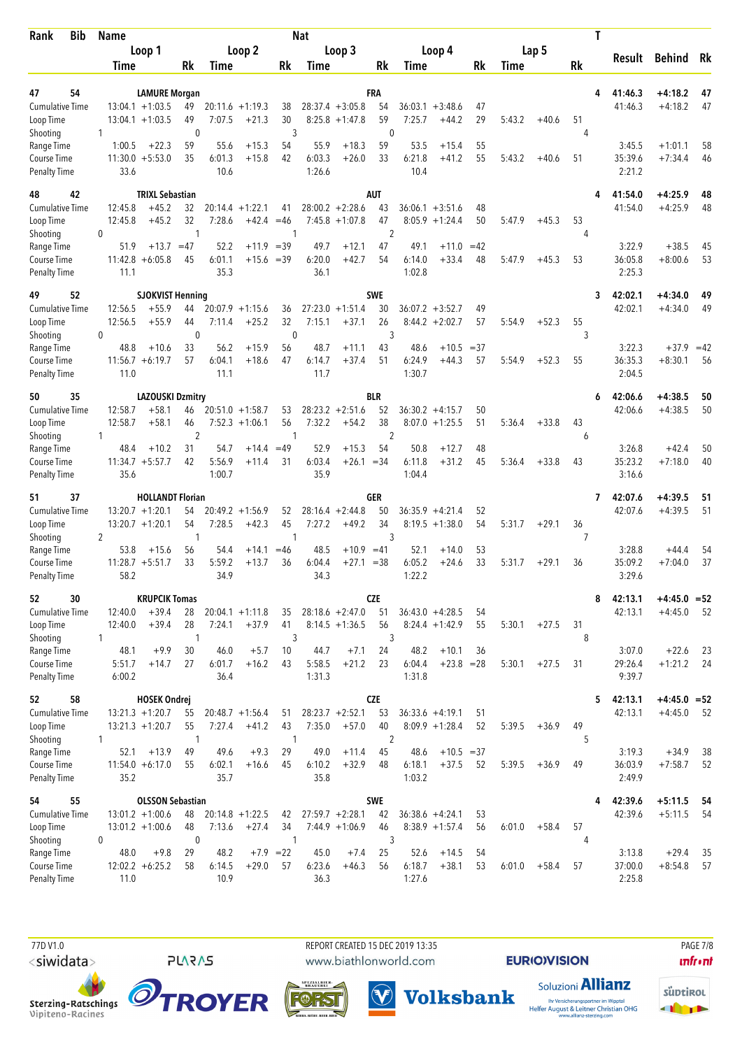| Rank | Bib | Name | | | | | | Nat | | | | | | | | | | T | Result | Behind | Rk |
|---|---|---|---|---|---|---|---|---|---|---|---|---|---|---|---|---|---|---|---|---|---|
| | | Loop 1 | | | Loop 2 | | | Loop 3 | | | Loop 4 | | | Lap 5 | | | | | | | |
| | | Time | | Rk | Time | | Rk | Time | | Rk | Time | | Rk | Time | | Rk | | | | | |
| 47 | 54 | LAMURE Morgan | | | | | | FRA | | | | | | | | | | 4 | 41:46.3 | +4:18.2 | 47 |
| Cumulative Time | | 13:04.1 | +1:03.5 | 49 | 20:11.6 | +1:19.3 | 38 | 28:37.4 | +3:05.8 | 54 | 36:03.1 | +3:48.6 | 47 | | | | | | 41:46.3 | +4:18.2 | 47 |
| Loop Time | | 13:04.1 | +1:03.5 | 49 | 7:07.5 | +21.3 | 30 | 8:25.8 | +1:47.8 | 59 | 7:25.7 | +44.2 | 29 | 5:43.2 | +40.6 | 51 | | | | | |
| Shooting | | 1 | | | 0 | | | 3 | | | 0 | | | | | | 4 | | | | |
| Range Time | | 1:00.5 | +22.3 | 59 | 55.6 | +15.3 | 54 | 55.9 | +18.3 | 59 | 53.5 | +15.4 | 55 | | | | | | 3:45.5 | +1:01.1 | 58 |
| Course Time | | 11:30.0 | +5:53.0 | 35 | 6:01.3 | +15.8 | 42 | 6:03.3 | +26.0 | 33 | 6:21.8 | +41.2 | 55 | 5:43.2 | +40.6 | 51 | | | 35:39.6 | +7:34.4 | 46 |
| Penalty Time | | 33.6 | | | 10.6 | | | 1:26.6 | | | 10.4 | | | | | | | | 2:21.2 | | |
| 48 | 42 | TRIXL Sebastian | | | | | | AUT | | | | | | | | | | 4 | 41:54.0 | +4:25.9 | 48 |
| Cumulative Time | | 12:45.8 | +45.2 | 32 | 20:14.4 | +1:22.1 | 41 | 28:00.2 | +2:28.6 | 43 | 36:06.1 | +3:51.6 | 48 | | | | | | 41:54.0 | +4:25.9 | 48 |
| Loop Time | | 12:45.8 | +45.2 | 32 | 7:28.6 | +42.4 | =46 | 7:45.8 | +1:07.8 | 47 | 8:05.9 | +1:24.4 | 50 | 5:47.9 | +45.3 | 53 | | | | | |
| Shooting | | 0 | | | 1 | | | 1 | | | 2 | | | | | | 4 | | | | |
| Range Time | | 51.9 | +13.7 | =47 | 52.2 | +11.9 | =39 | 49.7 | +12.1 | 47 | 49.1 | +11.0 | =42 | | | | | | 3:22.9 | +38.5 | 45 |
| Course Time | | 11:42.8 | +6:05.8 | 45 | 6:01.1 | +15.6 | =39 | 6:20.0 | +42.7 | 54 | 6:14.0 | +33.4 | 48 | 5:47.9 | +45.3 | 53 | | | 36:05.8 | +8:00.6 | 53 |
| Penalty Time | | 11.1 | | | 35.3 | | | 36.1 | | | 1:02.8 | | | | | | | | 2:25.3 | | |
| 49 | 52 | SJOKVIST Henning | | | | | | SWE | | | | | | | | | | 3 | 42:02.1 | +4:34.0 | 49 |
| Cumulative Time | | 12:56.5 | +55.9 | 44 | 20:07.9 | +1:15.6 | 36 | 27:23.0 | +1:51.4 | 30 | 36:07.2 | +3:52.7 | 49 | | | | | | 42:02.1 | +4:34.0 | 49 |
| Loop Time | | 12:56.5 | +55.9 | 44 | 7:11.4 | +25.2 | 32 | 7:15.1 | +37.1 | 26 | 8:44.2 | +2:02.7 | 57 | 5:54.9 | +52.3 | 55 | | | | | |
| Shooting | | 0 | | | 0 | | | 0 | | | 3 | | | | | | 3 | | | | |
| Range Time | | 48.8 | +10.6 | 33 | 56.2 | +15.9 | 56 | 48.7 | +11.1 | 43 | 48.6 | +10.5 | =37 | | | | | | 3:22.3 | +37.9 | =42 |
| Course Time | | 11:56.7 | +6:19.7 | 57 | 6:04.1 | +18.6 | 47 | 6:14.7 | +37.4 | 51 | 6:24.9 | +44.3 | 57 | 5:54.9 | +52.3 | 55 | | | 36:35.3 | +8:30.1 | 56 |
| Penalty Time | | 11.0 | | | 11.1 | | | 11.7 | | | 1:30.7 | | | | | | | | 2:04.5 | | |
| 50 | 35 | LAZOUSKI Dzmitry | | | | | | BLR | | | | | | | | | | 6 | 42:06.6 | +4:38.5 | 50 |
| Cumulative Time | | 12:58.7 | +58.1 | 46 | 20:51.0 | +1:58.7 | 53 | 28:23.2 | +2:51.6 | 52 | 36:30.2 | +4:15.7 | 50 | | | | | | 42:06.6 | +4:38.5 | 50 |
| Loop Time | | 12:58.7 | +58.1 | 46 | 7:52.3 | +1:06.1 | 56 | 7:32.2 | +54.2 | 38 | 8:07.0 | +1:25.5 | 51 | 5:36.4 | +33.8 | 43 | | | | | |
| Shooting | | 1 | | | 2 | | | 1 | | | 2 | | | | | | 6 | | | | |
| Range Time | | 48.4 | +10.2 | 31 | 54.7 | +14.4 | =49 | 52.9 | +15.3 | 54 | 50.8 | +12.7 | 48 | | | | | | 3:26.8 | +42.4 | 50 |
| Course Time | | 11:34.7 | +5:57.7 | 42 | 5:56.9 | +11.4 | 31 | 6:03.4 | +26.1 | =34 | 6:11.8 | +31.2 | 45 | 5:36.4 | +33.8 | 43 | | | 35:23.2 | +7:18.0 | 40 |
| Penalty Time | | 35.6 | | | 1:00.7 | | | 35.9 | | | 1:04.4 | | | | | | | | 3:16.6 | | |
| 51 | 37 | HOLLANDT Florian | | | | | | GER | | | | | | | | | | 7 | 42:07.6 | +4:39.5 | 51 |
| Cumulative Time | | 13:20.7 | +1:20.1 | 54 | 20:49.2 | +1:56.9 | 52 | 28:16.4 | +2:44.8 | 50 | 36:35.9 | +4:21.4 | 52 | | | | | | 42:07.6 | +4:39.5 | 51 |
| Loop Time | | 13:20.7 | +1:20.1 | 54 | 7:28.5 | +42.3 | 45 | 7:27.2 | +49.2 | 34 | 8:19.5 | +1:38.0 | 54 | 5:31.7 | +29.1 | 36 | | | | | |
| Shooting | | 2 | | | 1 | | | 1 | | | 3 | | | | | | 7 | | | | |
| Range Time | | 53.8 | +15.6 | 56 | 54.4 | +14.1 | =46 | 48.5 | +10.9 | =41 | 52.1 | +14.0 | 53 | | | | | | 3:28.8 | +44.4 | 54 |
| Course Time | | 11:28.7 | +5:51.7 | 33 | 5:59.2 | +13.7 | 36 | 6:04.4 | +27.1 | =38 | 6:05.2 | +24.6 | 33 | 5:31.7 | +29.1 | 36 | | | 35:09.2 | +7:04.0 | 37 |
| Penalty Time | | 58.2 | | | 34.9 | | | 34.3 | | | 1:22.2 | | | | | | | | 3:29.6 | | |
| 52 | 30 | KRUPCIK Tomas | | | | | | CZE | | | | | | | | | | 8 | 42:13.1 | +4:45.0 | =52 |
| Cumulative Time | | 12:40.0 | +39.4 | 28 | 20:04.1 | +1:11.8 | 35 | 28:18.6 | +2:47.0 | 51 | 36:43.0 | +4:28.5 | 54 | | | | | | 42:13.1 | +4:45.0 | 52 |
| Loop Time | | 12:40.0 | +39.4 | 28 | 7:24.1 | +37.9 | 41 | 8:14.5 | +1:36.5 | 56 | 8:24.4 | +1:42.9 | 55 | 5:30.1 | +27.5 | 31 | | | | | |
| Shooting | | 1 | | | 1 | | | 3 | | | 3 | | | | | | 8 | | | | |
| Range Time | | 48.1 | +9.9 | 30 | 46.0 | +5.7 | 10 | 44.7 | +7.1 | 24 | 48.2 | +10.1 | 36 | | | | | | 3:07.0 | +22.6 | 23 |
| Course Time | | 5:51.7 | +14.7 | 27 | 6:01.7 | +16.2 | 43 | 5:58.5 | +21.2 | 23 | 6:04.4 | +23.8 | =28 | 5:30.1 | +27.5 | 31 | | | 29:26.4 | +1:21.2 | 24 |
| Penalty Time | | 6:00.2 | | | 36.4 | | | 1:31.3 | | | 1:31.8 | | | | | | | | 9:39.7 | | |
| 52 | 58 | HOSEK Ondrej | | | | | | CZE | | | | | | | | | | 5 | 42:13.1 | +4:45.0 | =52 |
| Cumulative Time | | 13:21.3 | +1:20.7 | 55 | 20:48.7 | +1:56.4 | 51 | 28:23.7 | +2:52.1 | 53 | 36:33.6 | +4:19.1 | 51 | | | | | | 42:13.1 | +4:45.0 | 52 |
| Loop Time | | 13:21.3 | +1:20.7 | 55 | 7:27.4 | +41.2 | 43 | 7:35.0 | +57.0 | 40 | 8:09.9 | +1:28.4 | 52 | 5:39.5 | +36.9 | 49 | | | | | |
| Shooting | | 1 | | | 1 | | | 1 | | | 2 | | | | | | 5 | | | | |
| Range Time | | 52.1 | +13.9 | 49 | 49.6 | +9.3 | 29 | 49.0 | +11.4 | 45 | 48.6 | +10.5 | =37 | | | | | | 3:19.3 | +34.9 | 38 |
| Course Time | | 11:54.0 | +6:17.0 | 55 | 6:02.1 | +16.6 | 45 | 6:10.2 | +32.9 | 48 | 6:18.1 | +37.5 | 52 | 5:39.5 | +36.9 | 49 | | | 36:03.9 | +7:58.7 | 52 |
| Penalty Time | | 35.2 | | | 35.7 | | | 35.8 | | | 1:03.2 | | | | | | | | 2:49.9 | | |
| 54 | 55 | OLSSON Sebastian | | | | | | SWE | | | | | | | | | | 4 | 42:39.6 | +5:11.5 | 54 |
| Cumulative Time | | 13:01.2 | +1:00.6 | 48 | 20:14.8 | +1:22.5 | 42 | 27:59.7 | +2:28.1 | 42 | 36:38.6 | +4:24.1 | 53 | | | | | | 42:39.6 | +5:11.5 | 54 |
| Loop Time | | 13:01.2 | +1:00.6 | 48 | 7:13.6 | +27.4 | 34 | 7:44.9 | +1:06.9 | 46 | 8:38.9 | +1:57.4 | 56 | 6:01.0 | +58.4 | 57 | | | | | |
| Shooting | | 0 | | | 0 | | | 1 | | | 3 | | | | | | 4 | | | | |
| Range Time | | 48.0 | +9.8 | 29 | 48.2 | +7.9 | =22 | 45.0 | +7.4 | 25 | 52.6 | +14.5 | 54 | | | | | | 3:13.8 | +29.4 | 35 |
| Course Time | | 12:02.2 | +6:25.2 | 58 | 6:14.5 | +29.0 | 57 | 6:23.6 | +46.3 | 56 | 6:18.7 | +38.1 | 53 | 6:01.0 | +58.4 | 57 | | | 37:00.0 | +8:54.8 | 57 |
| Penalty Time | | 11.0 | | | 10.9 | | | 36.3 | | | 1:27.6 | | | | | | | | 2:25.8 | | |

77D V1.0 REPORT CREATED 15 DEC 2019 13:35 www.biathlonworld.com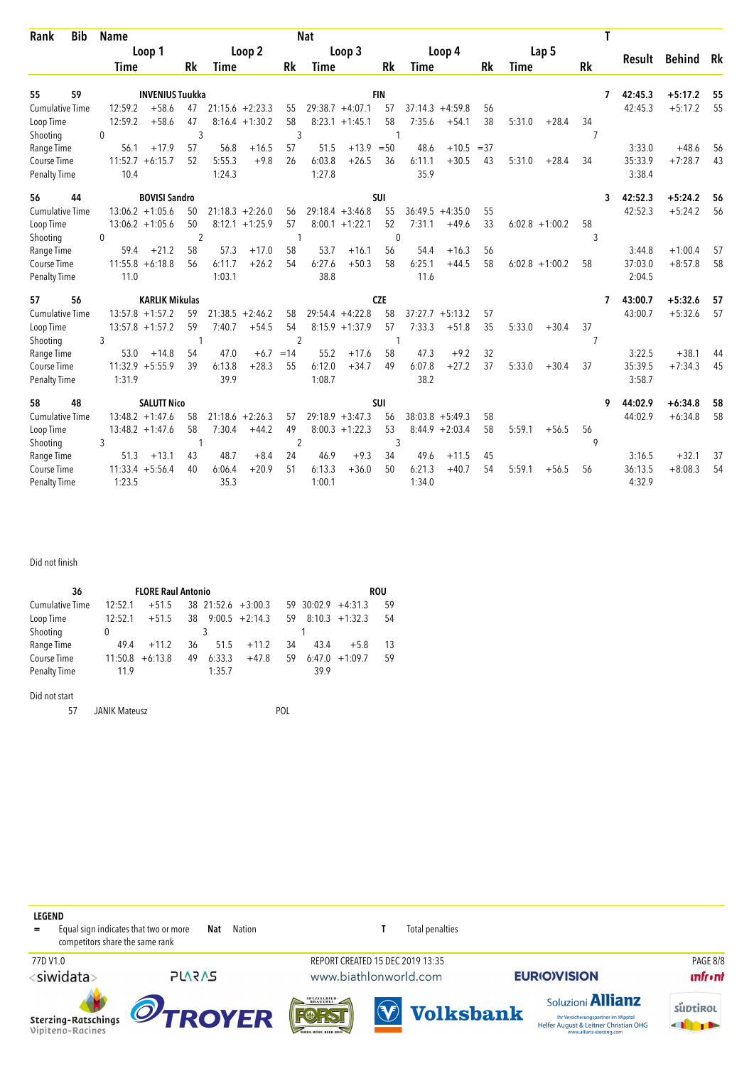| Rank | Bib | Name | | | Nat | | | | | | | | | | T | Result | Behind | Rk |
|---|---|---|---|---|---|---|---|---|---|---|---|---|---|---|---|---|---|---|
| | | Loop 1 | | | Loop 2 | | | Loop 3 | | | Loop 4 | | | Lap 5 | | | | |
| | | Time | | Rk | Time | | Rk | Time | | Rk | Time | | Rk | Time | | Rk | | |
| 55 | 59 | INVENIUS Tuukka | | | | | | FIN | | | | | | | | 7 | 42:45.3 | +5:17.2 | 55 |
| Cumulative Time | | 12:59.2 | +58.6 | 47 | 21:15.6 | +2:23.3 | 55 | 29:38.7 | +4:07.1 | 57 | 37:14.3 | +4:59.8 | 56 | | | | 42:45.3 | +5:17.2 | 55 |
| Loop Time | | 12:59.2 | +58.6 | 47 | 8:16.4 | +1:30.2 | 58 | 8:23.1 | +1:45.1 | 58 | 7:35.6 | +54.1 | 38 | 5:31.0 | +28.4 | 34 | | | |
| Shooting | | 0 | | | 3 | | | 3 | | | 1 | | | | | | 7 | | |
| Range Time | | 56.1 | +17.9 | 57 | 56.8 | +16.5 | 57 | 51.5 | +13.9 | =50 | 48.6 | +10.5 | =37 | | | | 3:33.0 | +48.6 | 56 |
| Course Time | | 11:52.7 | +6:15.7 | 52 | 5:55.3 | +9.8 | 26 | 6:03.8 | +26.5 | 36 | 6:11.1 | +30.5 | 43 | 5:31.0 | +28.4 | 34 | 35:33.9 | +7:28.7 | 43 |
| Penalty Time | | 10.4 | | | 1:24.3 | | | 1:27.8 | | | 35.9 | | | | | | 3:38.4 | | |
| 56 | 44 | BOVISI Sandro | | | | | | SUI | | | | | | | | 3 | 42:52.3 | +5:24.2 | 56 |
| Cumulative Time | | 13:06.2 | +1:05.6 | 50 | 21:18.3 | +2:26.0 | 56 | 29:18.4 | +3:46.8 | 55 | 36:49.5 | +4:35.0 | 55 | | | | 42:52.3 | +5:24.2 | 56 |
| Loop Time | | 13:06.2 | +1:05.6 | 50 | 8:12.1 | +1:25.9 | 57 | 8:00.1 | +1:22.1 | 52 | 7:31.1 | +49.6 | 33 | 6:02.8 | +1:00.2 | 58 | | | |
| Shooting | | 0 | | | 2 | | | 1 | | | 0 | | | | | | 3 | | |
| Range Time | | 59.4 | +21.2 | 58 | 57.3 | +17.0 | 58 | 53.7 | +16.1 | 56 | 54.4 | +16.3 | 56 | | | | 3:44.8 | +1:00.4 | 57 |
| Course Time | | 11:55.8 | +6:18.8 | 56 | 6:11.7 | +26.2 | 54 | 6:27.6 | +50.3 | 58 | 6:25.1 | +44.5 | 58 | 6:02.8 | +1:00.2 | 58 | 37:03.0 | +8:57.8 | 58 |
| Penalty Time | | 11.0 | | | 1:03.1 | | | 38.8 | | | 11.6 | | | | | | 2:04.5 | | |
| 57 | 56 | KARLIK Mikulas | | | | | | CZE | | | | | | | | 7 | 43:00.7 | +5:32.6 | 57 |
| Cumulative Time | | 13:57.8 | +1:57.2 | 59 | 21:38.5 | +2:46.2 | 58 | 29:54.4 | +4:22.8 | 58 | 37:27.7 | +5:13.2 | 57 | | | | 43:00.7 | +5:32.6 | 57 |
| Loop Time | | 13:57.8 | +1:57.2 | 59 | 7:40.7 | +54.5 | 54 | 8:15.9 | +1:37.9 | 57 | 7:33.3 | +51.8 | 35 | 5:33.0 | +30.4 | 37 | | | |
| Shooting | | 3 | | | 1 | | | 2 | | | 1 | | | | | | 7 | | |
| Range Time | | 53.0 | +14.8 | 54 | 47.0 | +6.7 | =14 | 55.2 | +17.6 | 58 | 47.3 | +9.2 | 32 | | | | 3:22.5 | +38.1 | 44 |
| Course Time | | 11:32.9 | +5:55.9 | 39 | 6:13.8 | +28.3 | 55 | 6:12.0 | +34.7 | 49 | 6:07.8 | +27.2 | 37 | 5:33.0 | +30.4 | 37 | 35:39.5 | +7:34.3 | 45 |
| Penalty Time | | 1:31.9 | | | 39.9 | | | 1:08.7 | | | 38.2 | | | | | | 3:58.7 | | |
| 58 | 48 | SALUTT Nico | | | | | | SUI | | | | | | | | 9 | 44:02.9 | +6:34.8 | 58 |
| Cumulative Time | | 13:48.2 | +1:47.6 | 58 | 21:18.6 | +2:26.3 | 57 | 29:18.9 | +3:47.3 | 56 | 38:03.8 | +5:49.3 | 58 | | | | 44:02.9 | +6:34.8 | 58 |
| Loop Time | | 13:48.2 | +1:47.6 | 58 | 7:30.4 | +44.2 | 49 | 8:00.3 | +1:22.3 | 53 | 8:44.9 | +2:03.4 | 58 | 5:59.1 | +56.5 | 56 | | | |
| Shooting | | 3 | | | 1 | | | 2 | | | 3 | | | | | | 9 | | |
| Range Time | | 51.3 | +13.1 | 43 | 48.7 | +8.4 | 24 | 46.9 | +9.3 | 34 | 49.6 | +11.5 | 45 | | | | 3:16.5 | +32.1 | 37 |
| Course Time | | 11:33.4 | +5:56.4 | 40 | 6:06.4 | +20.9 | 51 | 6:13.3 | +36.0 | 50 | 6:21.3 | +40.7 | 54 | 5:59.1 | +56.5 | 56 | 36:13.5 | +8:08.3 | 54 |
| Penalty Time | | 1:23.5 | | | 35.3 | | | 1:00.1 | | | 1:34.0 | | | | | | 4:32.9 | | |

Did not finish

| | 36 | FLORE Raul Antonio | | | | | | ROU |
|---|---|---|---|---|---|---|---|---|
| Cumulative Time | 12:52.1 | +51.5 | 38 | 21:52.6 | +3:00.3 | 59 | 30:02.9 | +4:31.3 | 59 |
| Loop Time | 12:52.1 | +51.5 | 38 | 9:00.5 | +2:14.3 | 59 | 8:10.3 | +1:32.3 | 54 |
| Shooting | 0 | | | 3 | | | 1 | | |
| Range Time | 49.4 | +11.2 | 36 | 51.5 | +11.2 | 34 | 43.4 | +5.8 | 13 |
| Course Time | 11:50.8 | +6:13.8 | 49 | 6:33.3 | +47.8 | 59 | 6:47.0 | +1:09.7 | 59 |
| Penalty Time | 11.9 | | | 1:35.7 | | | 39.9 | | |

Did not start

57 JANIK Mateusz POL

LEGEND
= Equal sign indicates that two or more competitors share the same rank
Nat Nation
T Total penalties

77D V1.0
REPORT CREATED 15 DEC 2019 13:35
www.biathlonworld.com